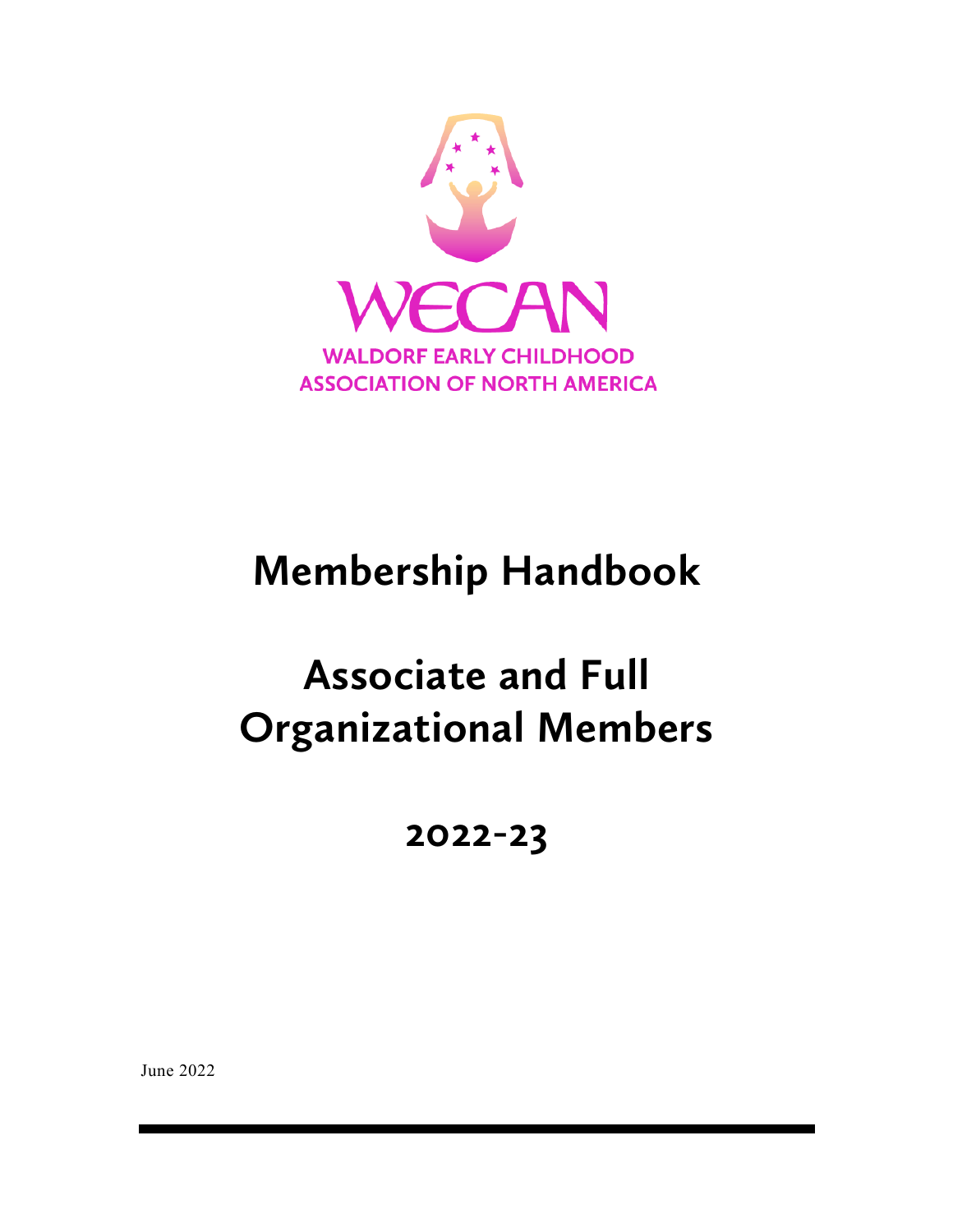WECAN

WALDORF EARLY CHILDHOOD ASSOCIATION OF NORTH AMERICA

# Membership Handbook

# Associate and Full Organizational Members

## 2022-23

June 2022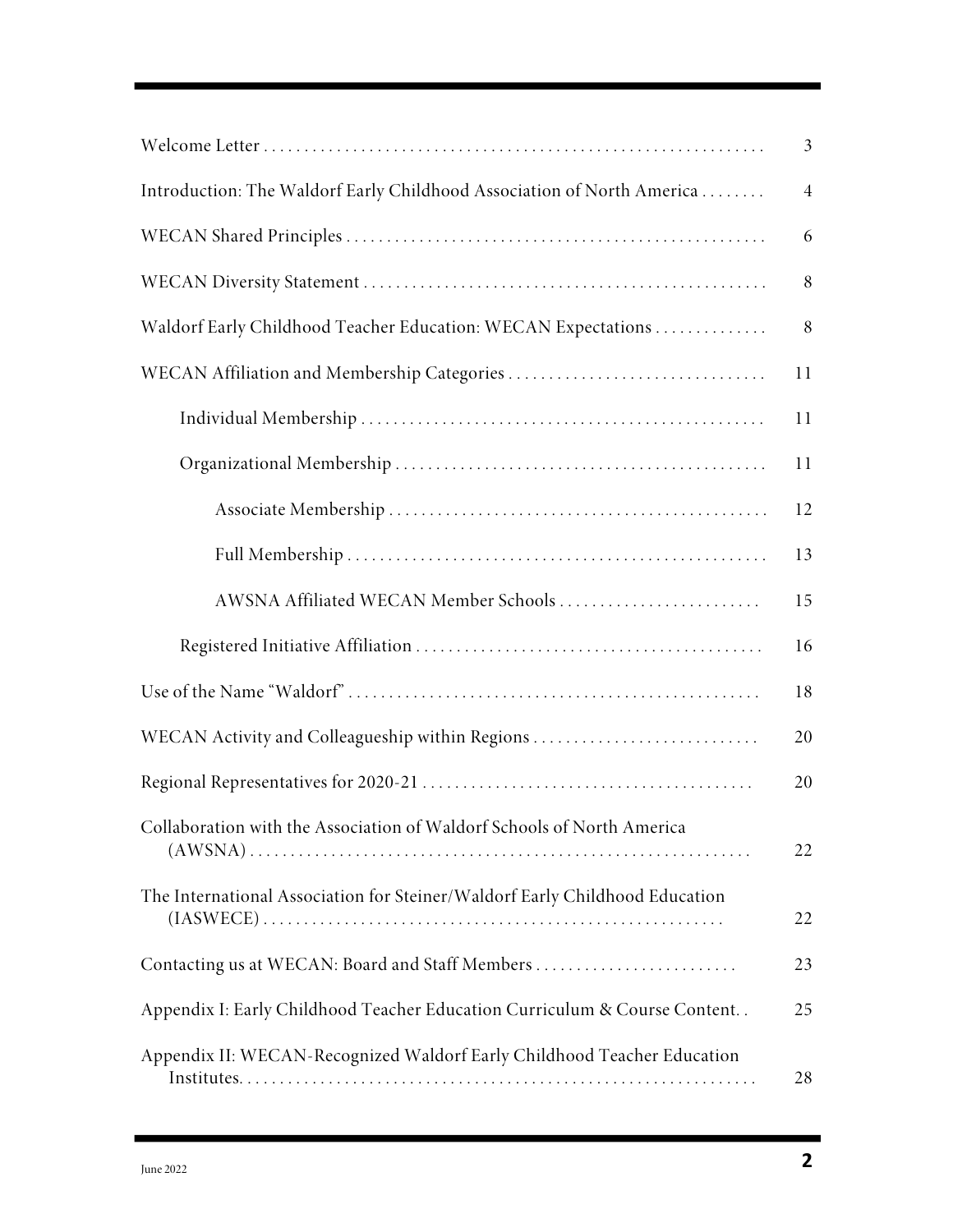| | |
|---|---|
| Welcome Letter | 3 |
| Introduction: The Waldorf Early Childhood Association of North America | 4 |
| WECAN Shared Principles | 6 |
| WECAN Diversity Statement | 8 |
| Waldorf Early Childhood Teacher Education: WECAN Expectations | 8 |
| WECAN Affiliation and Membership Categories | 11 |
| Individual Membership | 11 |
| Organizational Membership | 11 |
| Associate Membership | 12 |
| Full Membership | 13 |
| AWSNA Affiliated WECAN Member Schools | 15 |
| Registered Initiative Affiliation | 16 |
| Use of the Name "Waldorf" | 18 |
| WECAN Activity and Colleagueship within Regions | 20 |
| Regional Representatives for 2020-21 | 20 |
| Collaboration with the Association of Waldorf Schools of North America (AWSNA) | 22 |
| The International Association for Steiner/Waldorf Early Childhood Education (IASWECE) | 22 |
| Contacting us at WECAN: Board and Staff Members | 23 |
| Appendix I: Early Childhood Teacher Education Curriculum & Course Content | 25 |
| Appendix II: WECAN-Recognized Waldorf Early Childhood Teacher Education Institutes | 28 |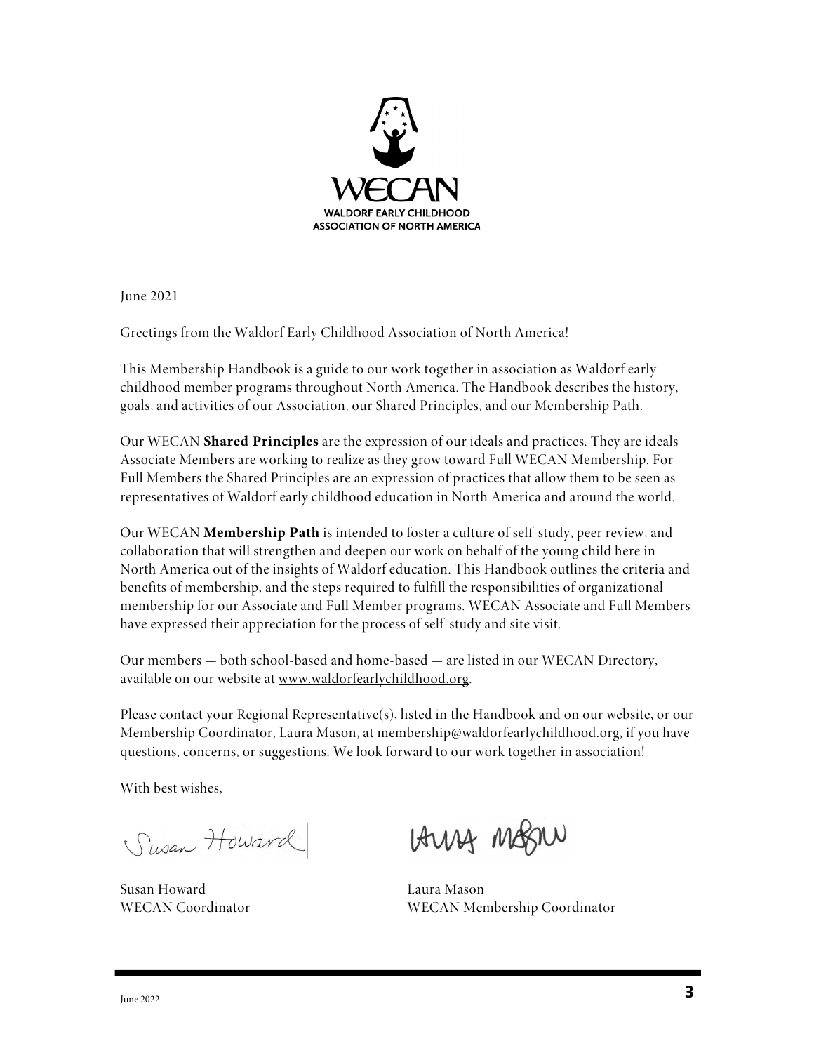WECAN
WALDORF EARLY CHILDHOOD
ASSOCIATION OF NORTH AMERICA

June 2021

Greetings from the Waldorf Early Childhood Association of North America!

This Membership Handbook is a guide to our work together in association as Waldorf early childhood member programs throughout North America. The Handbook describes the history, goals, and activities of our Association, our Shared Principles, and our Membership Path.

Our WECAN **Shared Principles** are the expression of our ideals and practices. They are ideals Associate Members are working to realize as they grow toward Full WECAN Membership. For Full Members the Shared Principles are an expression of practices that allow them to be seen as representatives of Waldorf early childhood education in North America and around the world.

Our WECAN **Membership Path** is intended to foster a culture of self-study, peer review, and collaboration that will strengthen and deepen our work on behalf of the young child here in North America out of the insights of Waldorf education. This Handbook outlines the criteria and benefits of membership, and the steps required to fulfill the responsibilities of organizational membership for our Associate and Full Member programs. WECAN Associate and Full Members have expressed their appreciation for the process of self-study and site visit.

Our members — both school-based and home-based — are listed in our WECAN Directory, available on our website at www.waldorfearlychildhood.org.

Please contact your Regional Representative(s), listed in the Handbook and on our website, or our Membership Coordinator, Laura Mason, at membership@waldorfearlychildhood.org, if you have questions, concerns, or suggestions. We look forward to our work together in association!

With best wishes,

Susan Howard
WECAN Coordinator

Laura Mason
WECAN Membership Coordinator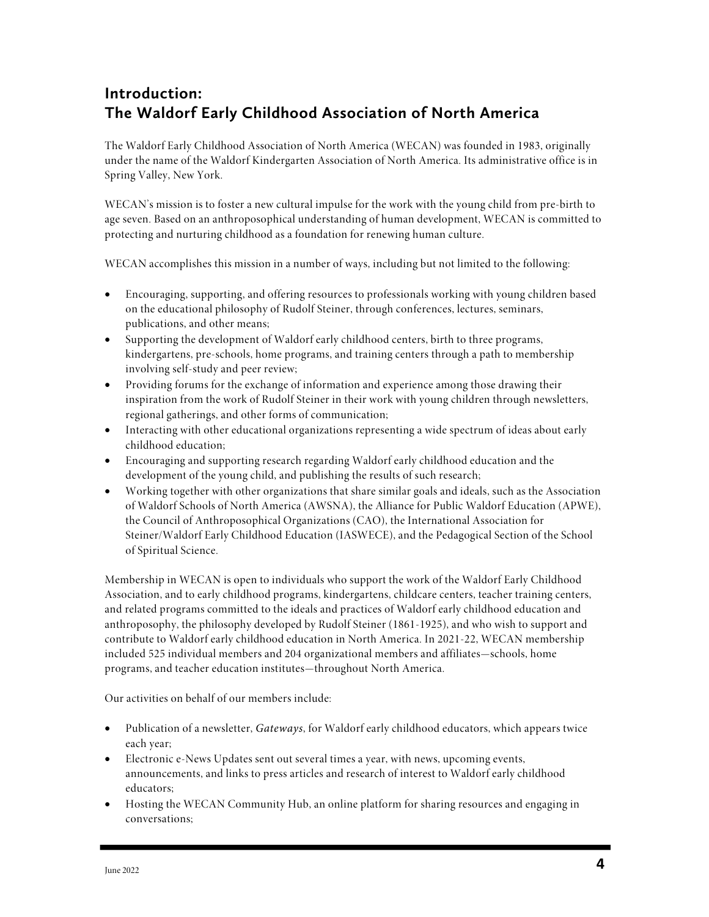## Introduction: The Waldorf Early Childhood Association of North America

The Waldorf Early Childhood Association of North America (WECAN) was founded in 1983, originally under the name of the Waldorf Kindergarten Association of North America. Its administrative office is in Spring Valley, New York.

WECAN's mission is to foster a new cultural impulse for the work with the young child from pre-birth to age seven. Based on an anthroposophical understanding of human development, WECAN is committed to protecting and nurturing childhood as a foundation for renewing human culture.

WECAN accomplishes this mission in a number of ways, including but not limited to the following:

- Encouraging, supporting, and offering resources to professionals working with young children based on the educational philosophy of Rudolf Steiner, through conferences, lectures, seminars, publications, and other means;
- Supporting the development of Waldorf early childhood centers, birth to three programs, kindergartens, pre-schools, home programs, and training centers through a path to membership involving self-study and peer review;
- Providing forums for the exchange of information and experience among those drawing their inspiration from the work of Rudolf Steiner in their work with young children through newsletters, regional gatherings, and other forms of communication;
- Interacting with other educational organizations representing a wide spectrum of ideas about early childhood education;
- Encouraging and supporting research regarding Waldorf early childhood education and the development of the young child, and publishing the results of such research;
- Working together with other organizations that share similar goals and ideals, such as the Association of Waldorf Schools of North America (AWSNA), the Alliance for Public Waldorf Education (APWE), the Council of Anthroposophical Organizations (CAO), the International Association for Steiner/Waldorf Early Childhood Education (IASWECE), and the Pedagogical Section of the School of Spiritual Science.

Membership in WECAN is open to individuals who support the work of the Waldorf Early Childhood Association, and to early childhood programs, kindergartens, childcare centers, teacher training centers, and related programs committed to the ideals and practices of Waldorf early childhood education and anthroposophy, the philosophy developed by Rudolf Steiner (1861-1925), and who wish to support and contribute to Waldorf early childhood education in North America. In 2021-22, WECAN membership included 525 individual members and 204 organizational members and affiliates—schools, home programs, and teacher education institutes—throughout North America.

Our activities on behalf of our members include:

- Publication of a newsletter, *Gateways*, for Waldorf early childhood educators, which appears twice each year;
- Electronic e-News Updates sent out several times a year, with news, upcoming events, announcements, and links to press articles and research of interest to Waldorf early childhood educators;
- Hosting the WECAN Community Hub, an online platform for sharing resources and engaging in conversations;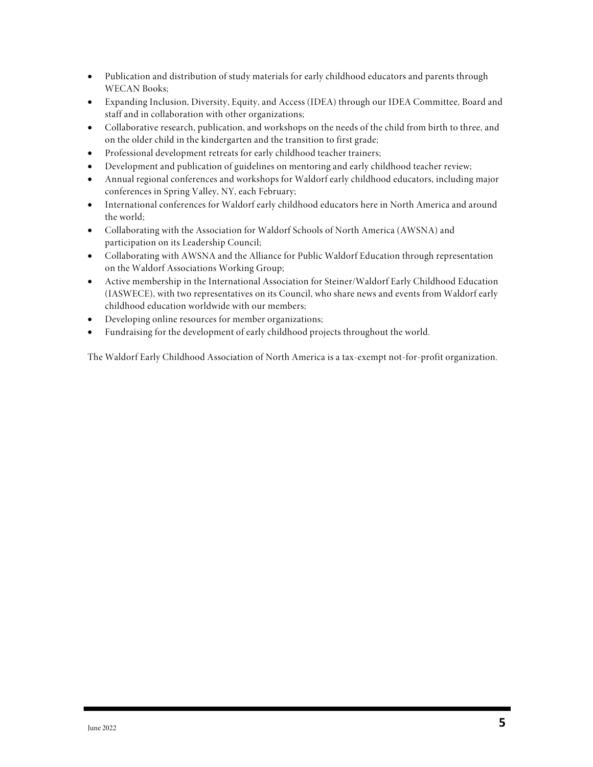- Publication and distribution of study materials for early childhood educators and parents through WECAN Books;
- Expanding Inclusion, Diversity, Equity, and Access (IDEA) through our IDEA Committee, Board and staff and in collaboration with other organizations;
- Collaborative research, publication, and workshops on the needs of the child from birth to three, and on the older child in the kindergarten and the transition to first grade;
- Professional development retreats for early childhood teacher trainers;
- Development and publication of guidelines on mentoring and early childhood teacher review;
- Annual regional conferences and workshops for Waldorf early childhood educators, including major conferences in Spring Valley, NY, each February;
- International conferences for Waldorf early childhood educators here in North America and around the world;
- Collaborating with the Association for Waldorf Schools of North America (AWSNA) and participation on its Leadership Council;
- Collaborating with AWSNA and the Alliance for Public Waldorf Education through representation on the Waldorf Associations Working Group;
- Active membership in the International Association for Steiner/Waldorf Early Childhood Education (IASWECE), with two representatives on its Council, who share news and events from Waldorf early childhood education worldwide with our members;
- Developing online resources for member organizations;
- Fundraising for the development of early childhood projects throughout the world.

The Waldorf Early Childhood Association of North America is a tax-exempt not-for-profit organization.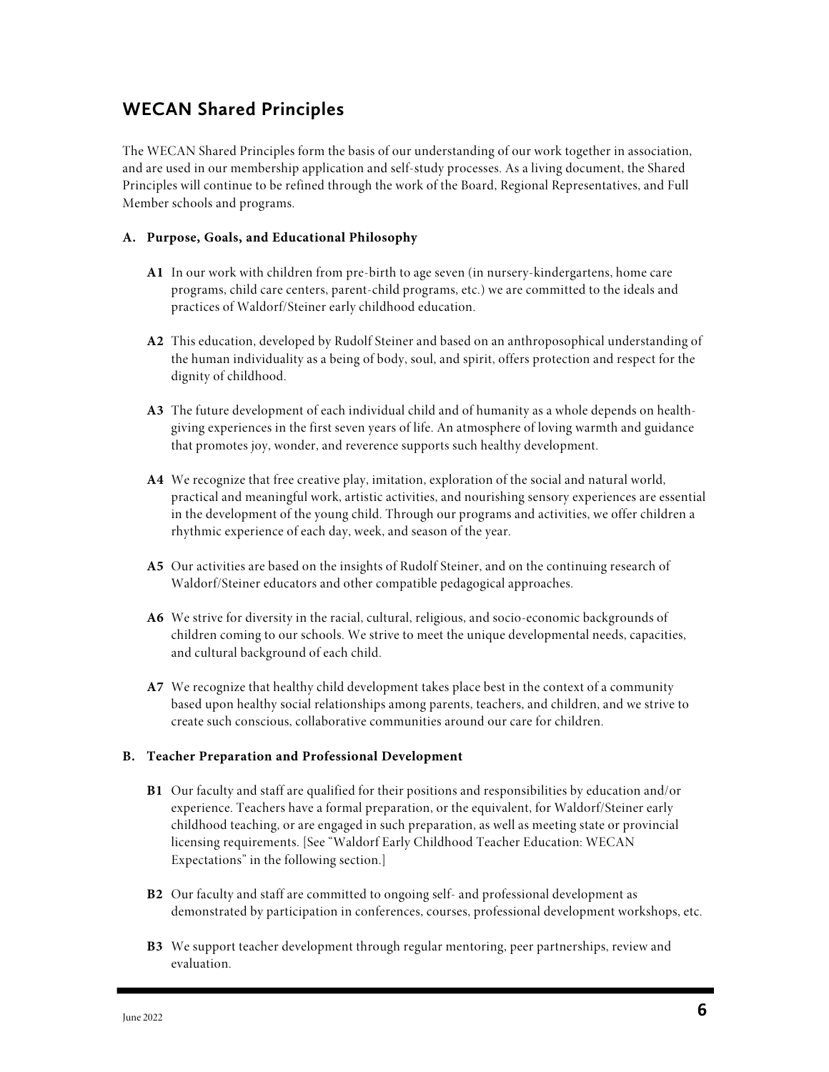## WECAN Shared Principles

The WECAN Shared Principles form the basis of our understanding of our work together in association, and are used in our membership application and self-study processes. As a living document, the Shared Principles will continue to be refined through the work of the Board, Regional Representatives, and Full Member schools and programs.

### A. Purpose, Goals, and Educational Philosophy

**A1** In our work with children from pre-birth to age seven (in nursery-kindergartens, home care programs, child care centers, parent-child programs, etc.) we are committed to the ideals and practices of Waldorf/Steiner early childhood education.

**A2** This education, developed by Rudolf Steiner and based on an anthroposophical understanding of the human individuality as a being of body, soul, and spirit, offers protection and respect for the dignity of childhood.

**A3** The future development of each individual child and of humanity as a whole depends on health-giving experiences in the first seven years of life. An atmosphere of loving warmth and guidance that promotes joy, wonder, and reverence supports such healthy development.

**A4** We recognize that free creative play, imitation, exploration of the social and natural world, practical and meaningful work, artistic activities, and nourishing sensory experiences are essential in the development of the young child. Through our programs and activities, we offer children a rhythmic experience of each day, week, and season of the year.

**A5** Our activities are based on the insights of Rudolf Steiner, and on the continuing research of Waldorf/Steiner educators and other compatible pedagogical approaches.

**A6** We strive for diversity in the racial, cultural, religious, and socio-economic backgrounds of children coming to our schools. We strive to meet the unique developmental needs, capacities, and cultural background of each child.

**A7** We recognize that healthy child development takes place best in the context of a community based upon healthy social relationships among parents, teachers, and children, and we strive to create such conscious, collaborative communities around our care for children.

### B. Teacher Preparation and Professional Development

**B1** Our faculty and staff are qualified for their positions and responsibilities by education and/or experience. Teachers have a formal preparation, or the equivalent, for Waldorf/Steiner early childhood teaching, or are engaged in such preparation, as well as meeting state or provincial licensing requirements. [See "Waldorf Early Childhood Teacher Education: WECAN Expectations" in the following section.]

**B2** Our faculty and staff are committed to ongoing self- and professional development as demonstrated by participation in conferences, courses, professional development workshops, etc.

**B3** We support teacher development through regular mentoring, peer partnerships, review and evaluation.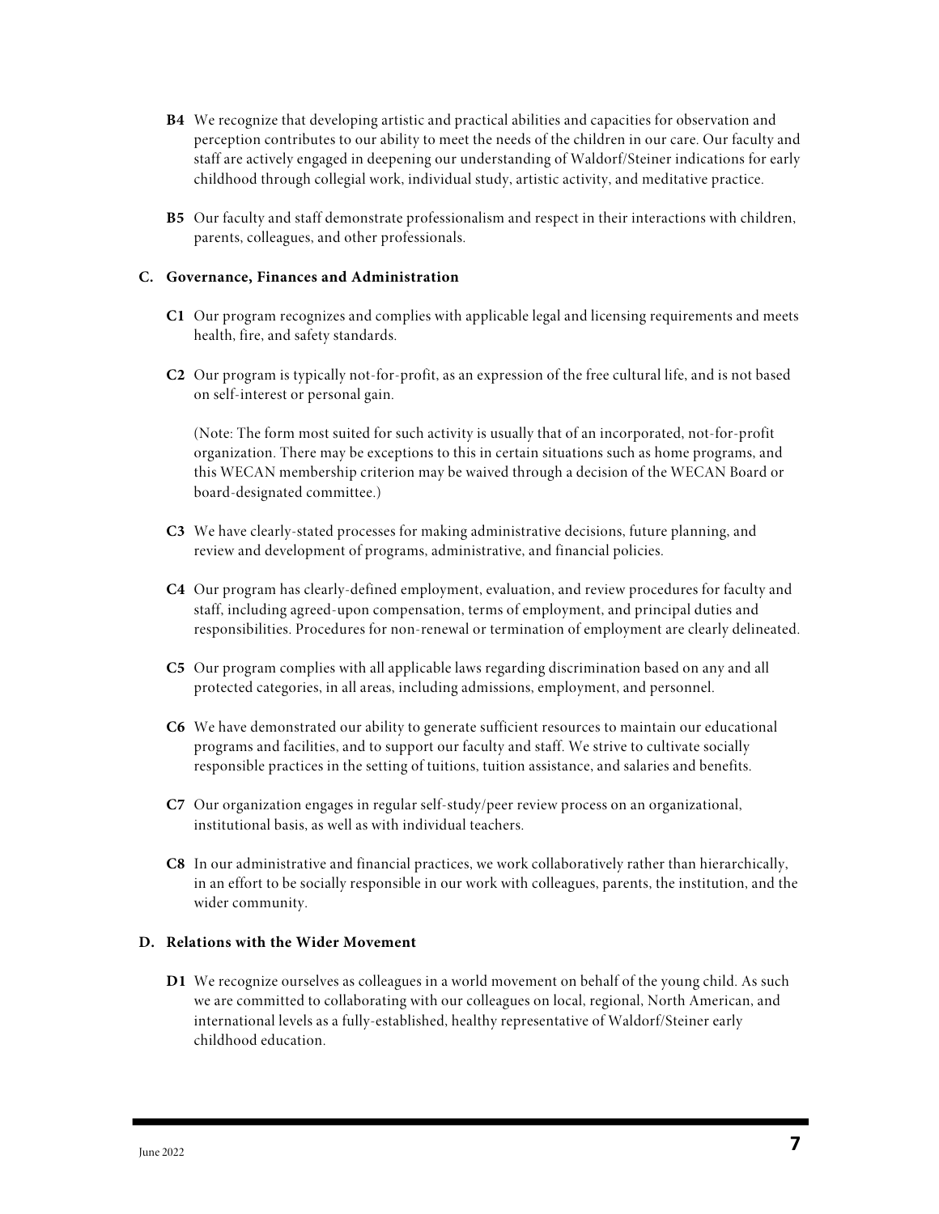**B4** We recognize that developing artistic and practical abilities and capacities for observation and perception contributes to our ability to meet the needs of the children in our care. Our faculty and staff are actively engaged in deepening our understanding of Waldorf/Steiner indications for early childhood through collegial work, individual study, artistic activity, and meditative practice.

**B5** Our faculty and staff demonstrate professionalism and respect in their interactions with children, parents, colleagues, and other professionals.

### C. Governance, Finances and Administration

**C1** Our program recognizes and complies with applicable legal and licensing requirements and meets health, fire, and safety standards.

**C2** Our program is typically not-for-profit, as an expression of the free cultural life, and is not based on self-interest or personal gain.

(Note: The form most suited for such activity is usually that of an incorporated, not-for-profit organization. There may be exceptions to this in certain situations such as home programs, and this WECAN membership criterion may be waived through a decision of the WECAN Board or board-designated committee.)

**C3** We have clearly-stated processes for making administrative decisions, future planning, and review and development of programs, administrative, and financial policies.

**C4** Our program has clearly-defined employment, evaluation, and review procedures for faculty and staff, including agreed-upon compensation, terms of employment, and principal duties and responsibilities. Procedures for non-renewal or termination of employment are clearly delineated.

**C5** Our program complies with all applicable laws regarding discrimination based on any and all protected categories, in all areas, including admissions, employment, and personnel.

**C6** We have demonstrated our ability to generate sufficient resources to maintain our educational programs and facilities, and to support our faculty and staff. We strive to cultivate socially responsible practices in the setting of tuitions, tuition assistance, and salaries and benefits.

**C7** Our organization engages in regular self-study/peer review process on an organizational, institutional basis, as well as with individual teachers.

**C8** In our administrative and financial practices, we work collaboratively rather than hierarchically, in an effort to be socially responsible in our work with colleagues, parents, the institution, and the wider community.

### D. Relations with the Wider Movement

**D1** We recognize ourselves as colleagues in a world movement on behalf of the young child. As such we are committed to collaborating with our colleagues on local, regional, North American, and international levels as a fully-established, healthy representative of Waldorf/Steiner early childhood education.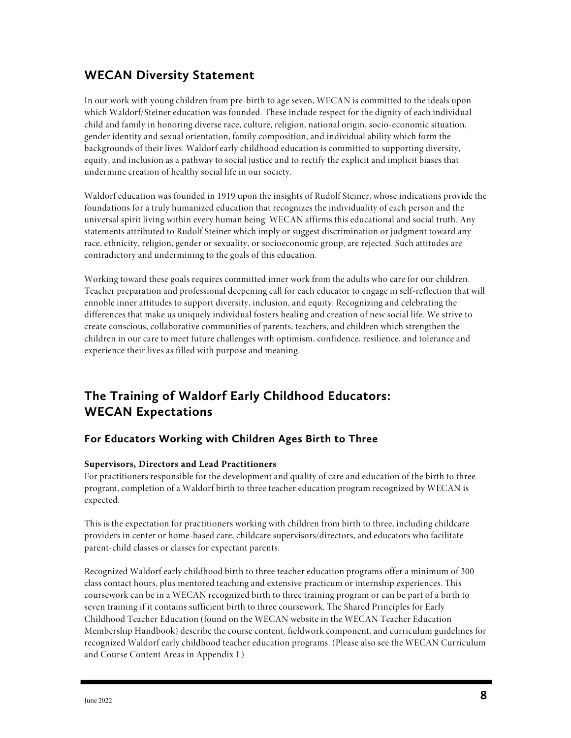## WECAN Diversity Statement

In our work with young children from pre-birth to age seven, WECAN is committed to the ideals upon which Waldorf/Steiner education was founded. These include respect for the dignity of each individual child and family in honoring diverse race, culture, religion, national origin, socio-economic situation, gender identity and sexual orientation, family composition, and individual ability which form the backgrounds of their lives. Waldorf early childhood education is committed to supporting diversity, equity, and inclusion as a pathway to social justice and to rectify the explicit and implicit biases that undermine creation of healthy social life in our society.

Waldorf education was founded in 1919 upon the insights of Rudolf Steiner, whose indications provide the foundations for a truly humanized education that recognizes the individuality of each person and the universal spirit living within every human being. WECAN affirms this educational and social truth. Any statements attributed to Rudolf Steiner which imply or suggest discrimination or judgment toward any race, ethnicity, religion, gender or sexuality, or socioeconomic group, are rejected. Such attitudes are contradictory and undermining to the goals of this education.

Working toward these goals requires committed inner work from the adults who care for our children. Teacher preparation and professional deepening call for each educator to engage in self-reflection that will ennoble inner attitudes to support diversity, inclusion, and equity. Recognizing and celebrating the differences that make us uniquely individual fosters healing and creation of new social life. We strive to create conscious, collaborative communities of parents, teachers, and children which strengthen the children in our care to meet future challenges with optimism, confidence, resilience, and tolerance and experience their lives as filled with purpose and meaning.

## The Training of Waldorf Early Childhood Educators: WECAN Expectations

### For Educators Working with Children Ages Birth to Three

**Supervisors, Directors and Lead Practitioners**
For practitioners responsible for the development and quality of care and education of the birth to three program, completion of a Waldorf birth to three teacher education program recognized by WECAN is expected.

This is the expectation for practitioners working with children from birth to three, including childcare providers in center or home-based care, childcare supervisors/directors, and educators who facilitate parent-child classes or classes for expectant parents.

Recognized Waldorf early childhood birth to three teacher education programs offer a minimum of 300 class contact hours, plus mentored teaching and extensive practicum or internship experiences. This coursework can be in a WECAN recognized birth to three training program or can be part of a birth to seven training if it contains sufficient birth to three coursework. The Shared Principles for Early Childhood Teacher Education (found on the WECAN website in the WECAN Teacher Education Membership Handbook) describe the course content, fieldwork component, and curriculum guidelines for recognized Waldorf early childhood teacher education programs. (Please also see the WECAN Curriculum and Course Content Areas in Appendix I.)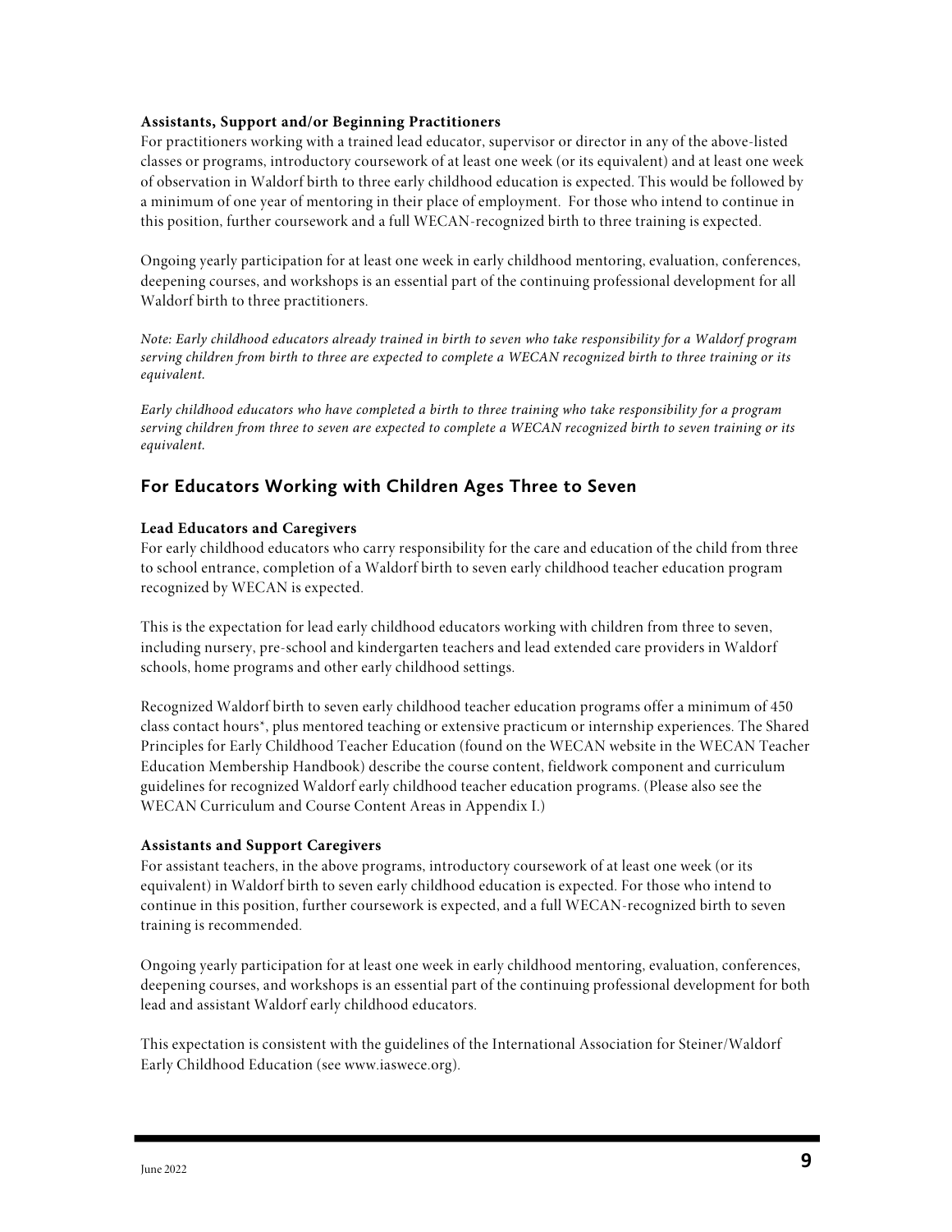**Assistants, Support and/or Beginning Practitioners**
For practitioners working with a trained lead educator, supervisor or director in any of the above-listed classes or programs, introductory coursework of at least one week (or its equivalent) and at least one week of observation in Waldorf birth to three early childhood education is expected. This would be followed by a minimum of one year of mentoring in their place of employment. For those who intend to continue in this position, further coursework and a full WECAN-recognized birth to three training is expected.

Ongoing yearly participation for at least one week in early childhood mentoring, evaluation, conferences, deepening courses, and workshops is an essential part of the continuing professional development for all Waldorf birth to three practitioners.

*Note: Early childhood educators already trained in birth to seven who take responsibility for a Waldorf program serving children from birth to three are expected to complete a WECAN recognized birth to three training or its equivalent.*

*Early childhood educators who have completed a birth to three training who take responsibility for a program serving children from three to seven are expected to complete a WECAN recognized birth to seven training or its equivalent.*

## For Educators Working with Children Ages Three to Seven

**Lead Educators and Caregivers**
For early childhood educators who carry responsibility for the care and education of the child from three to school entrance, completion of a Waldorf birth to seven early childhood teacher education program recognized by WECAN is expected.

This is the expectation for lead early childhood educators working with children from three to seven, including nursery, pre-school and kindergarten teachers and lead extended care providers in Waldorf schools, home programs and other early childhood settings.

Recognized Waldorf birth to seven early childhood teacher education programs offer a minimum of 450 class contact hours*, plus mentored teaching or extensive practicum or internship experiences. The Shared Principles for Early Childhood Teacher Education (found on the WECAN website in the WECAN Teacher Education Membership Handbook) describe the course content, fieldwork component and curriculum guidelines for recognized Waldorf early childhood teacher education programs. (Please also see the WECAN Curriculum and Course Content Areas in Appendix I.)

**Assistants and Support Caregivers**
For assistant teachers, in the above programs, introductory coursework of at least one week (or its equivalent) in Waldorf birth to seven early childhood education is expected. For those who intend to continue in this position, further coursework is expected, and a full WECAN-recognized birth to seven training is recommended.

Ongoing yearly participation for at least one week in early childhood mentoring, evaluation, conferences, deepening courses, and workshops is an essential part of the continuing professional development for both lead and assistant Waldorf early childhood educators.

This expectation is consistent with the guidelines of the International Association for Steiner/Waldorf Early Childhood Education (see www.iaswece.org).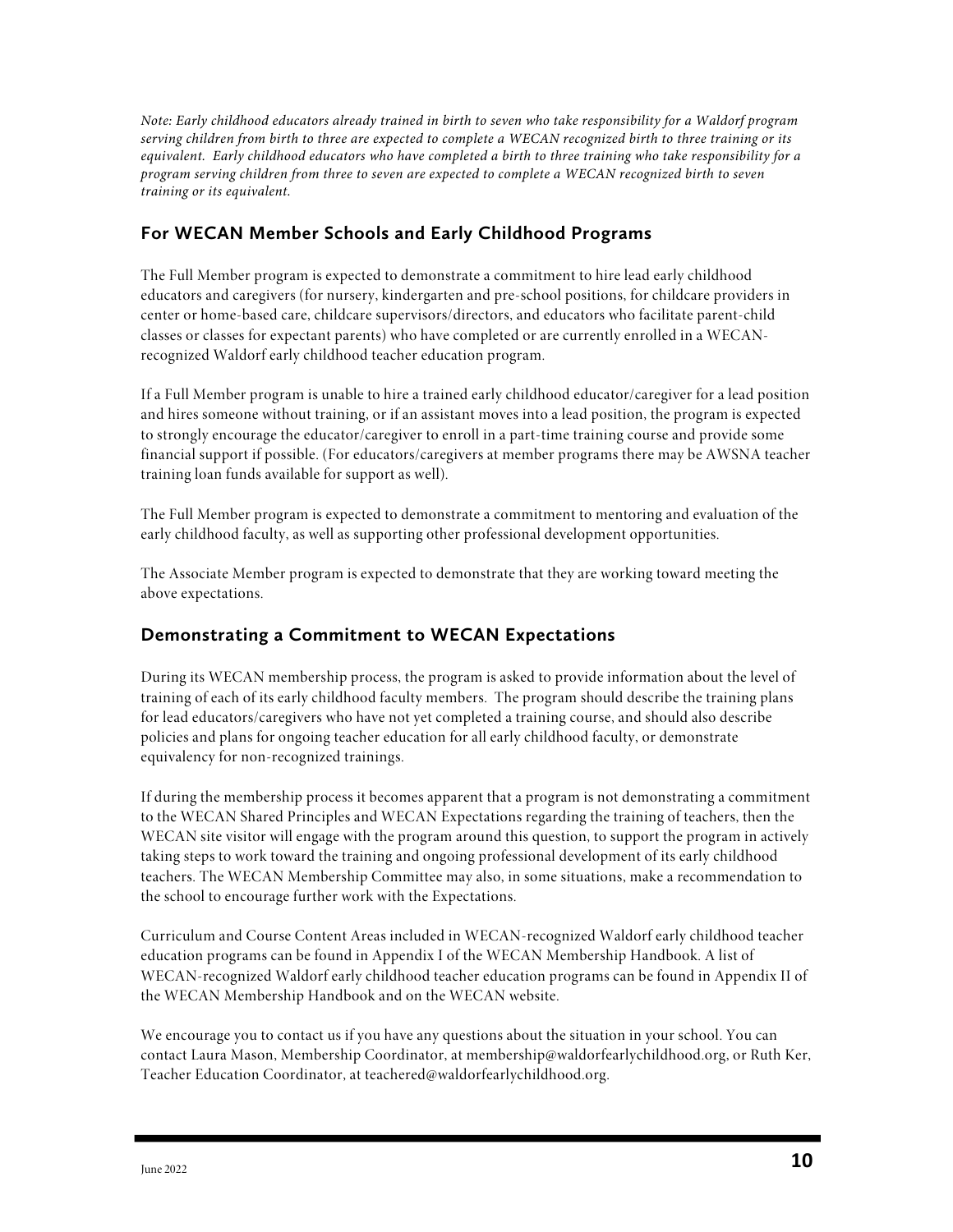*Note: Early childhood educators already trained in birth to seven who take responsibility for a Waldorf program serving children from birth to three are expected to complete a WECAN recognized birth to three training or its equivalent. Early childhood educators who have completed a birth to three training who take responsibility for a program serving children from three to seven are expected to complete a WECAN recognized birth to seven training or its equivalent.*

## For WECAN Member Schools and Early Childhood Programs

The Full Member program is expected to demonstrate a commitment to hire lead early childhood educators and caregivers (for nursery, kindergarten and pre-school positions, for childcare providers in center or home-based care, childcare supervisors/directors, and educators who facilitate parent-child classes or classes for expectant parents) who have completed or are currently enrolled in a WECAN-recognized Waldorf early childhood teacher education program.

If a Full Member program is unable to hire a trained early childhood educator/caregiver for a lead position and hires someone without training, or if an assistant moves into a lead position, the program is expected to strongly encourage the educator/caregiver to enroll in a part-time training course and provide some financial support if possible. (For educators/caregivers at member programs there may be AWSNA teacher training loan funds available for support as well).

The Full Member program is expected to demonstrate a commitment to mentoring and evaluation of the early childhood faculty, as well as supporting other professional development opportunities.

The Associate Member program is expected to demonstrate that they are working toward meeting the above expectations.

## Demonstrating a Commitment to WECAN Expectations

During its WECAN membership process, the program is asked to provide information about the level of training of each of its early childhood faculty members. The program should describe the training plans for lead educators/caregivers who have not yet completed a training course, and should also describe policies and plans for ongoing teacher education for all early childhood faculty, or demonstrate equivalency for non-recognized trainings.

If during the membership process it becomes apparent that a program is not demonstrating a commitment to the WECAN Shared Principles and WECAN Expectations regarding the training of teachers, then the WECAN site visitor will engage with the program around this question, to support the program in actively taking steps to work toward the training and ongoing professional development of its early childhood teachers. The WECAN Membership Committee may also, in some situations, make a recommendation to the school to encourage further work with the Expectations.

Curriculum and Course Content Areas included in WECAN-recognized Waldorf early childhood teacher education programs can be found in Appendix I of the WECAN Membership Handbook. A list of WECAN-recognized Waldorf early childhood teacher education programs can be found in Appendix II of the WECAN Membership Handbook and on the WECAN website.

We encourage you to contact us if you have any questions about the situation in your school. You can contact Laura Mason, Membership Coordinator, at membership@waldorfearlychildhood.org, or Ruth Ker, Teacher Education Coordinator, at teachered@waldorfearlychildhood.org.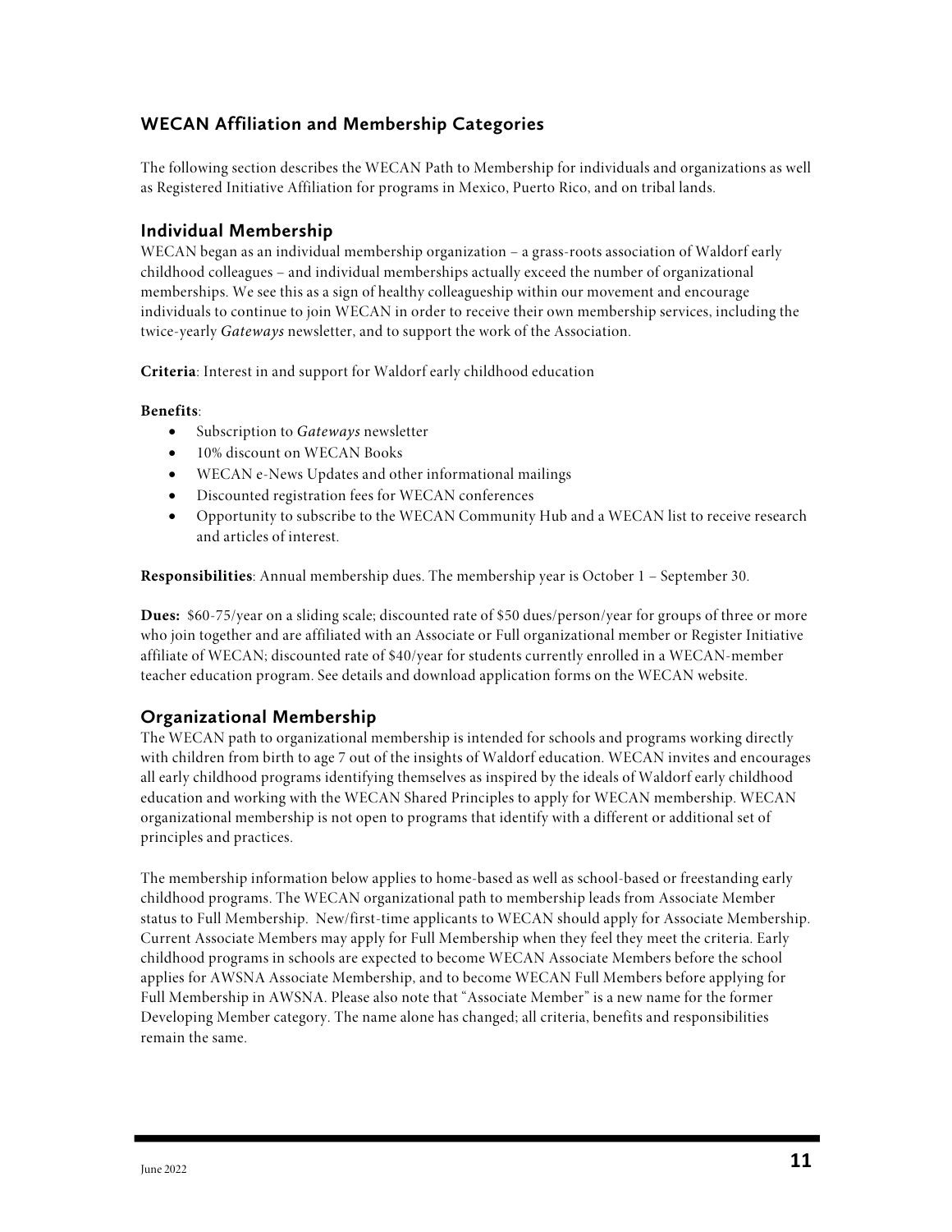## WECAN Affiliation and Membership Categories

The following section describes the WECAN Path to Membership for individuals and organizations as well as Registered Initiative Affiliation for programs in Mexico, Puerto Rico, and on tribal lands.

### Individual Membership

WECAN began as an individual membership organization – a grass-roots association of Waldorf early childhood colleagues – and individual memberships actually exceed the number of organizational memberships. We see this as a sign of healthy colleagueship within our movement and encourage individuals to continue to join WECAN in order to receive their own membership services, including the twice-yearly *Gateways* newsletter, and to support the work of the Association.

**Criteria**: Interest in and support for Waldorf early childhood education

**Benefits**:

- Subscription to *Gateways* newsletter
- 10% discount on WECAN Books
- WECAN e-News Updates and other informational mailings
- Discounted registration fees for WECAN conferences
- Opportunity to subscribe to the WECAN Community Hub and a WECAN list to receive research and articles of interest.

**Responsibilities**: Annual membership dues. The membership year is October 1 – September 30.

**Dues:** $60-75/year on a sliding scale; discounted rate of $50 dues/person/year for groups of three or more who join together and are affiliated with an Associate or Full organizational member or Register Initiative affiliate of WECAN; discounted rate of $40/year for students currently enrolled in a WECAN-member teacher education program. See details and download application forms on the WECAN website.

### Organizational Membership

The WECAN path to organizational membership is intended for schools and programs working directly with children from birth to age 7 out of the insights of Waldorf education. WECAN invites and encourages all early childhood programs identifying themselves as inspired by the ideals of Waldorf early childhood education and working with the WECAN Shared Principles to apply for WECAN membership. WECAN organizational membership is not open to programs that identify with a different or additional set of principles and practices.

The membership information below applies to home-based as well as school-based or freestanding early childhood programs. The WECAN organizational path to membership leads from Associate Member status to Full Membership. New/first-time applicants to WECAN should apply for Associate Membership. Current Associate Members may apply for Full Membership when they feel they meet the criteria. Early childhood programs in schools are expected to become WECAN Associate Members before the school applies for AWSNA Associate Membership, and to become WECAN Full Members before applying for Full Membership in AWSNA. Please also note that "Associate Member" is a new name for the former Developing Member category. The name alone has changed; all criteria, benefits and responsibilities remain the same.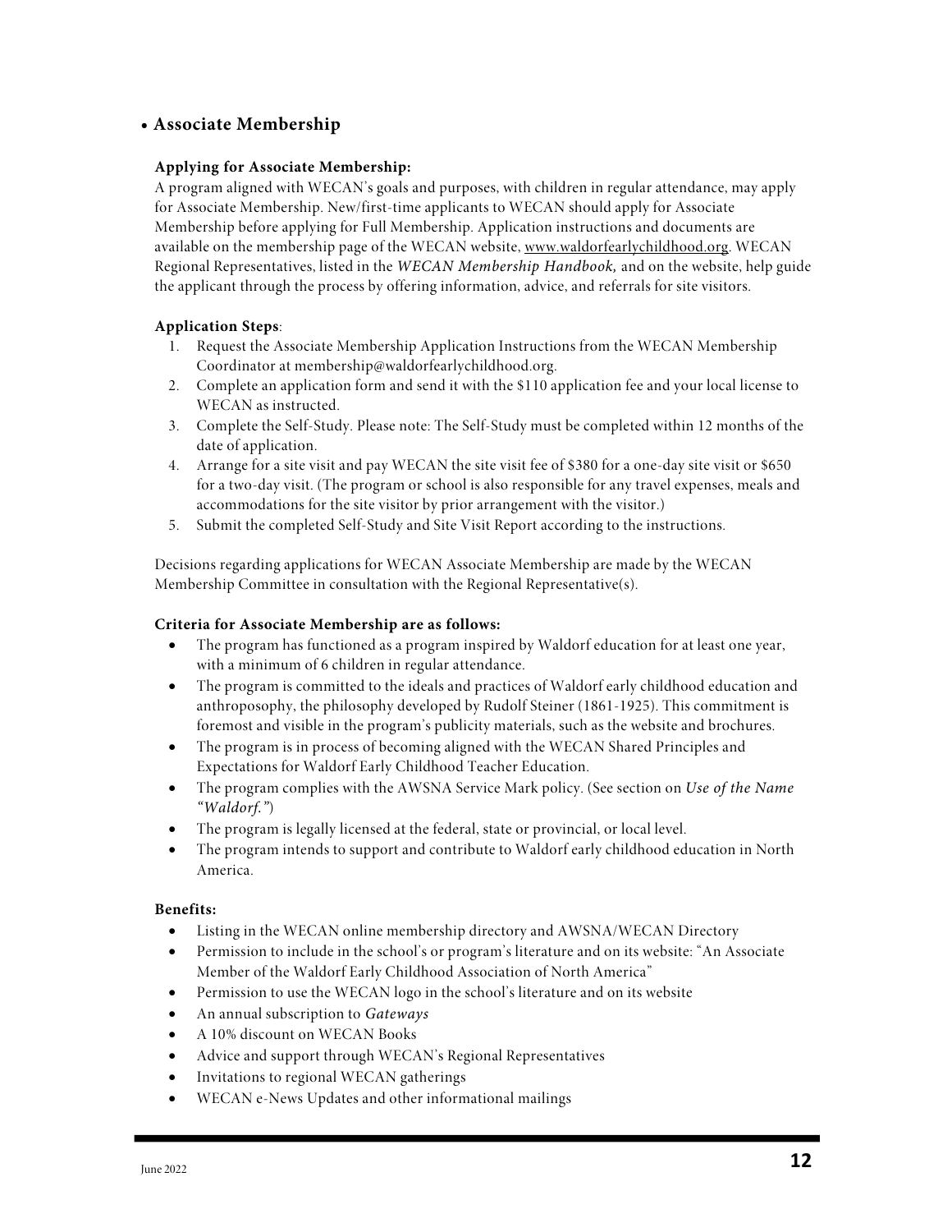- **Associate Membership**

**Applying for Associate Membership:**

A program aligned with WECAN's goals and purposes, with children in regular attendance, may apply for Associate Membership. New/first-time applicants to WECAN should apply for Associate Membership before applying for Full Membership. Application instructions and documents are available on the membership page of the WECAN website, www.waldorfearlychildhood.org. WECAN Regional Representatives, listed in the *WECAN Membership Handbook,* and on the website, help guide the applicant through the process by offering information, advice, and referrals for site visitors.

**Application Steps**:

1. Request the Associate Membership Application Instructions from the WECAN Membership Coordinator at membership@waldorfearlychildhood.org.
2. Complete an application form and send it with the $110 application fee and your local license to WECAN as instructed.
3. Complete the Self-Study. Please note: The Self-Study must be completed within 12 months of the date of application.
4. Arrange for a site visit and pay WECAN the site visit fee of $380 for a one-day site visit or $650 for a two-day visit. (The program or school is also responsible for any travel expenses, meals and accommodations for the site visitor by prior arrangement with the visitor.)
5. Submit the completed Self-Study and Site Visit Report according to the instructions.

Decisions regarding applications for WECAN Associate Membership are made by the WECAN Membership Committee in consultation with the Regional Representative(s).

**Criteria for Associate Membership are as follows:**

- The program has functioned as a program inspired by Waldorf education for at least one year, with a minimum of 6 children in regular attendance.
- The program is committed to the ideals and practices of Waldorf early childhood education and anthroposophy, the philosophy developed by Rudolf Steiner (1861-1925). This commitment is foremost and visible in the program's publicity materials, such as the website and brochures.
- The program is in process of becoming aligned with the WECAN Shared Principles and Expectations for Waldorf Early Childhood Teacher Education.
- The program complies with the AWSNA Service Mark policy. (See section on *Use of the Name "Waldorf."*)
- The program is legally licensed at the federal, state or provincial, or local level.
- The program intends to support and contribute to Waldorf early childhood education in North America.

**Benefits:**

- Listing in the WECAN online membership directory and AWSNA/WECAN Directory
- Permission to include in the school's or program's literature and on its website: "An Associate Member of the Waldorf Early Childhood Association of North America"
- Permission to use the WECAN logo in the school's literature and on its website
- An annual subscription to *Gateways*
- A 10% discount on WECAN Books
- Advice and support through WECAN's Regional Representatives
- Invitations to regional WECAN gatherings
- WECAN e-News Updates and other informational mailings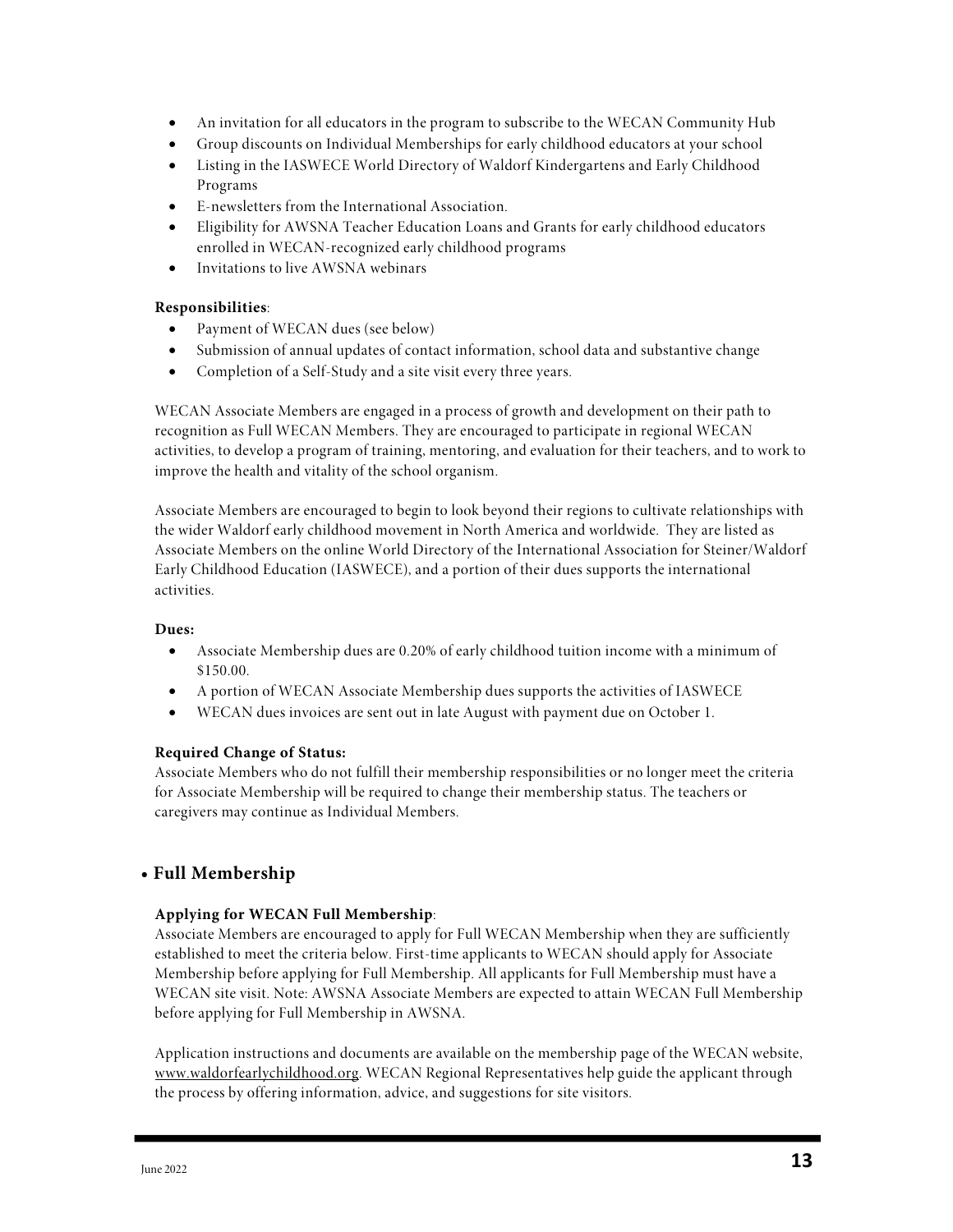- An invitation for all educators in the program to subscribe to the WECAN Community Hub
- Group discounts on Individual Memberships for early childhood educators at your school
- Listing in the IASWECE World Directory of Waldorf Kindergartens and Early Childhood Programs
- E-newsletters from the International Association.
- Eligibility for AWSNA Teacher Education Loans and Grants for early childhood educators enrolled in WECAN-recognized early childhood programs
- Invitations to live AWSNA webinars

**Responsibilities**:

- Payment of WECAN dues (see below)
- Submission of annual updates of contact information, school data and substantive change
- Completion of a Self-Study and a site visit every three years.

WECAN Associate Members are engaged in a process of growth and development on their path to recognition as Full WECAN Members. They are encouraged to participate in regional WECAN activities, to develop a program of training, mentoring, and evaluation for their teachers, and to work to improve the health and vitality of the school organism.

Associate Members are encouraged to begin to look beyond their regions to cultivate relationships with the wider Waldorf early childhood movement in North America and worldwide. They are listed as Associate Members on the online World Directory of the International Association for Steiner/Waldorf Early Childhood Education (IASWECE), and a portion of their dues supports the international activities.

**Dues:**

- Associate Membership dues are 0.20% of early childhood tuition income with a minimum of $150.00.
- A portion of WECAN Associate Membership dues supports the activities of IASWECE
- WECAN dues invoices are sent out in late August with payment due on October 1.

**Required Change of Status:**

Associate Members who do not fulfill their membership responsibilities or no longer meet the criteria for Associate Membership will be required to change their membership status. The teachers or caregivers may continue as Individual Members.

## • Full Membership

**Applying for WECAN Full Membership**:

Associate Members are encouraged to apply for Full WECAN Membership when they are sufficiently established to meet the criteria below. First-time applicants to WECAN should apply for Associate Membership before applying for Full Membership. All applicants for Full Membership must have a WECAN site visit. Note: AWSNA Associate Members are expected to attain WECAN Full Membership before applying for Full Membership in AWSNA.

Application instructions and documents are available on the membership page of the WECAN website, www.waldorfearlychildhood.org. WECAN Regional Representatives help guide the applicant through the process by offering information, advice, and suggestions for site visitors.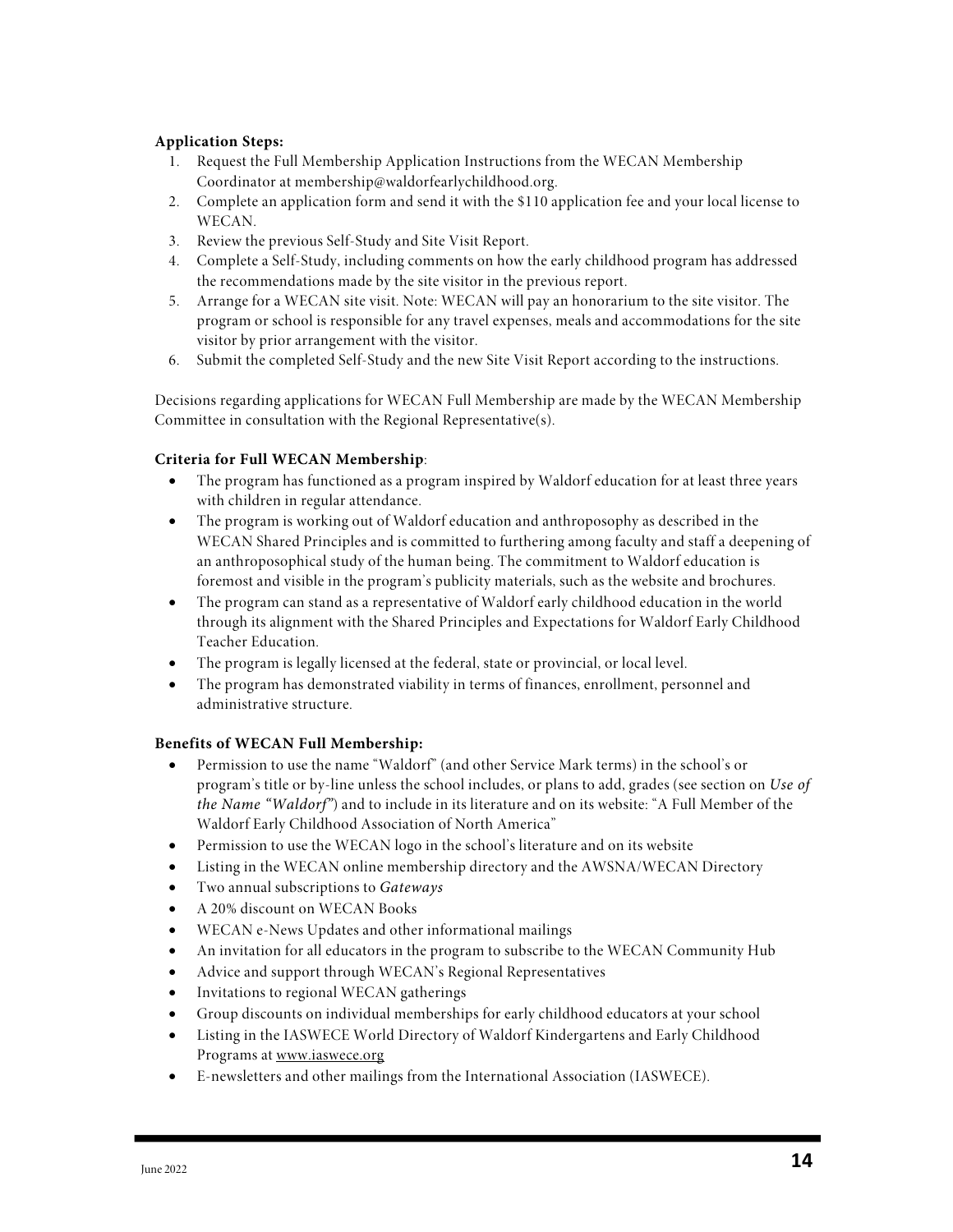**Application Steps:**

1. Request the Full Membership Application Instructions from the WECAN Membership Coordinator at membership@waldorfearlychildhood.org.
2. Complete an application form and send it with the $110 application fee and your local license to WECAN.
3. Review the previous Self-Study and Site Visit Report.
4. Complete a Self-Study, including comments on how the early childhood program has addressed the recommendations made by the site visitor in the previous report.
5. Arrange for a WECAN site visit. Note: WECAN will pay an honorarium to the site visitor. The program or school is responsible for any travel expenses, meals and accommodations for the site visitor by prior arrangement with the visitor.
6. Submit the completed Self-Study and the new Site Visit Report according to the instructions.

Decisions regarding applications for WECAN Full Membership are made by the WECAN Membership Committee in consultation with the Regional Representative(s).

**Criteria for Full WECAN Membership**:

- The program has functioned as a program inspired by Waldorf education for at least three years with children in regular attendance.
- The program is working out of Waldorf education and anthroposophy as described in the WECAN Shared Principles and is committed to furthering among faculty and staff a deepening of an anthroposophical study of the human being. The commitment to Waldorf education is foremost and visible in the program's publicity materials, such as the website and brochures.
- The program can stand as a representative of Waldorf early childhood education in the world through its alignment with the Shared Principles and Expectations for Waldorf Early Childhood Teacher Education.
- The program is legally licensed at the federal, state or provincial, or local level.
- The program has demonstrated viability in terms of finances, enrollment, personnel and administrative structure.

**Benefits of WECAN Full Membership:**

- Permission to use the name "Waldorf" (and other Service Mark terms) in the school's or program's title or by-line unless the school includes, or plans to add, grades (see section on *Use of the Name "Waldorf"*) and to include in its literature and on its website: "A Full Member of the Waldorf Early Childhood Association of North America"
- Permission to use the WECAN logo in the school's literature and on its website
- Listing in the WECAN online membership directory and the AWSNA/WECAN Directory
- Two annual subscriptions to *Gateways*
- A 20% discount on WECAN Books
- WECAN e-News Updates and other informational mailings
- An invitation for all educators in the program to subscribe to the WECAN Community Hub
- Advice and support through WECAN's Regional Representatives
- Invitations to regional WECAN gatherings
- Group discounts on individual memberships for early childhood educators at your school
- Listing in the IASWECE World Directory of Waldorf Kindergartens and Early Childhood Programs at www.iaswece.org
- E-newsletters and other mailings from the International Association (IASWECE).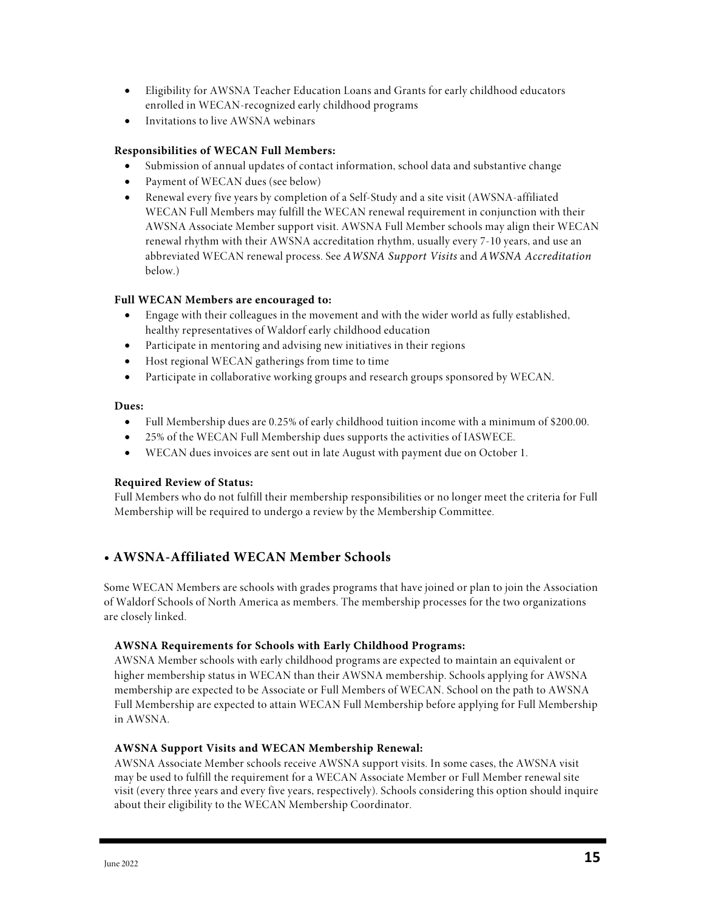- Eligibility for AWSNA Teacher Education Loans and Grants for early childhood educators enrolled in WECAN-recognized early childhood programs
- Invitations to live AWSNA webinars

**Responsibilities of WECAN Full Members:**

- Submission of annual updates of contact information, school data and substantive change
- Payment of WECAN dues (see below)
- Renewal every five years by completion of a Self-Study and a site visit (AWSNA-affiliated WECAN Full Members may fulfill the WECAN renewal requirement in conjunction with their AWSNA Associate Member support visit. AWSNA Full Member schools may align their WECAN renewal rhythm with their AWSNA accreditation rhythm, usually every 7-10 years, and use an abbreviated WECAN renewal process. See *AWSNA Support Visits* and *AWSNA Accreditation* below.)

**Full WECAN Members are encouraged to:**

- Engage with their colleagues in the movement and with the wider world as fully established, healthy representatives of Waldorf early childhood education
- Participate in mentoring and advising new initiatives in their regions
- Host regional WECAN gatherings from time to time
- Participate in collaborative working groups and research groups sponsored by WECAN.

**Dues:**

- Full Membership dues are 0.25% of early childhood tuition income with a minimum of $200.00.
- 25% of the WECAN Full Membership dues supports the activities of IASWECE.
- WECAN dues invoices are sent out in late August with payment due on October 1.

**Required Review of Status:**

Full Members who do not fulfill their membership responsibilities or no longer meet the criteria for Full Membership will be required to undergo a review by the Membership Committee.

## • AWSNA-Affiliated WECAN Member Schools

Some WECAN Members are schools with grades programs that have joined or plan to join the Association of Waldorf Schools of North America as members. The membership processes for the two organizations are closely linked.

**AWSNA Requirements for Schools with Early Childhood Programs:**

AWSNA Member schools with early childhood programs are expected to maintain an equivalent or higher membership status in WECAN than their AWSNA membership. Schools applying for AWSNA membership are expected to be Associate or Full Members of WECAN. School on the path to AWSNA Full Membership are expected to attain WECAN Full Membership before applying for Full Membership in AWSNA.

**AWSNA Support Visits and WECAN Membership Renewal:**

AWSNA Associate Member schools receive AWSNA support visits. In some cases, the AWSNA visit may be used to fulfill the requirement for a WECAN Associate Member or Full Member renewal site visit (every three years and every five years, respectively). Schools considering this option should inquire about their eligibility to the WECAN Membership Coordinator.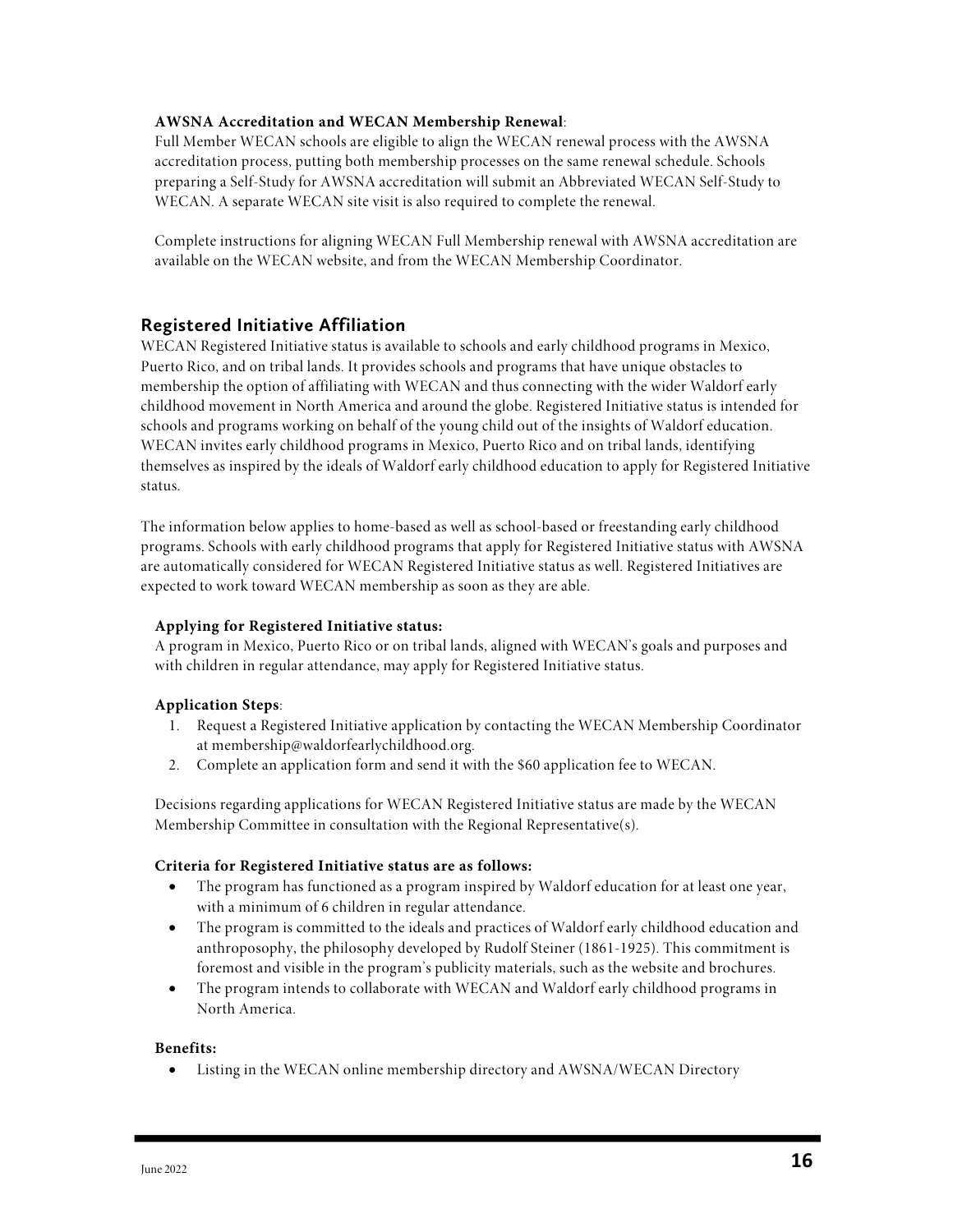**AWSNA Accreditation and WECAN Membership Renewal**:

Full Member WECAN schools are eligible to align the WECAN renewal process with the AWSNA accreditation process, putting both membership processes on the same renewal schedule. Schools preparing a Self-Study for AWSNA accreditation will submit an Abbreviated WECAN Self-Study to WECAN. A separate WECAN site visit is also required to complete the renewal.

Complete instructions for aligning WECAN Full Membership renewal with AWSNA accreditation are available on the WECAN website, and from the WECAN Membership Coordinator.

## Registered Initiative Affiliation

WECAN Registered Initiative status is available to schools and early childhood programs in Mexico, Puerto Rico, and on tribal lands. It provides schools and programs that have unique obstacles to membership the option of affiliating with WECAN and thus connecting with the wider Waldorf early childhood movement in North America and around the globe. Registered Initiative status is intended for schools and programs working on behalf of the young child out of the insights of Waldorf education. WECAN invites early childhood programs in Mexico, Puerto Rico and on tribal lands, identifying themselves as inspired by the ideals of Waldorf early childhood education to apply for Registered Initiative status.

The information below applies to home-based as well as school-based or freestanding early childhood programs. Schools with early childhood programs that apply for Registered Initiative status with AWSNA are automatically considered for WECAN Registered Initiative status as well. Registered Initiatives are expected to work toward WECAN membership as soon as they are able.

**Applying for Registered Initiative status:**

A program in Mexico, Puerto Rico or on tribal lands, aligned with WECAN's goals and purposes and with children in regular attendance, may apply for Registered Initiative status.

**Application Steps**:

1. Request a Registered Initiative application by contacting the WECAN Membership Coordinator at membership@waldorfearlychildhood.org.
2. Complete an application form and send it with the $60 application fee to WECAN.

Decisions regarding applications for WECAN Registered Initiative status are made by the WECAN Membership Committee in consultation with the Regional Representative(s).

**Criteria for Registered Initiative status are as follows:**

- The program has functioned as a program inspired by Waldorf education for at least one year, with a minimum of 6 children in regular attendance.
- The program is committed to the ideals and practices of Waldorf early childhood education and anthroposophy, the philosophy developed by Rudolf Steiner (1861-1925). This commitment is foremost and visible in the program's publicity materials, such as the website and brochures.
- The program intends to collaborate with WECAN and Waldorf early childhood programs in North America.

**Benefits:**

- Listing in the WECAN online membership directory and AWSNA/WECAN Directory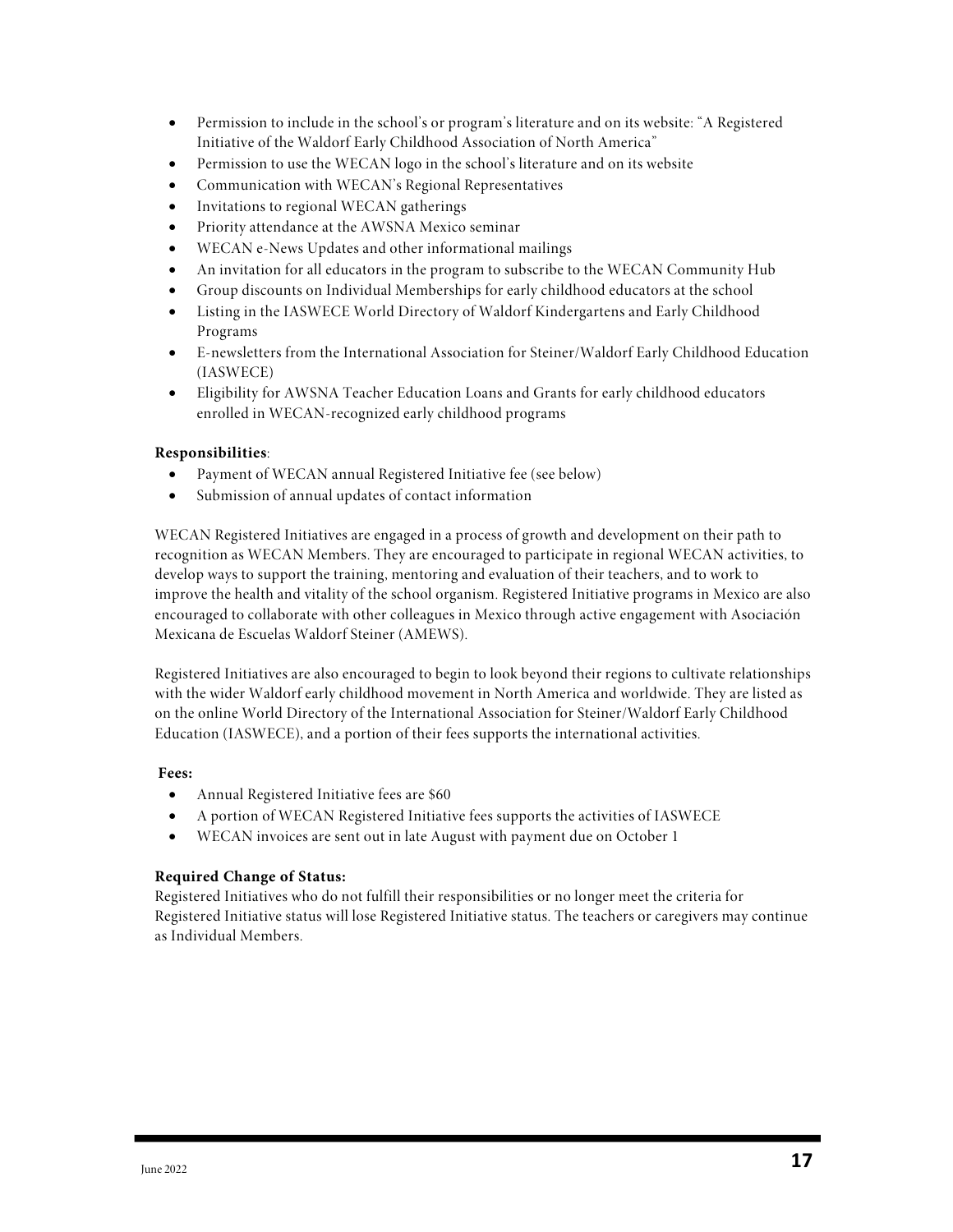- Permission to include in the school's or program's literature and on its website: "A Registered Initiative of the Waldorf Early Childhood Association of North America"
- Permission to use the WECAN logo in the school's literature and on its website
- Communication with WECAN's Regional Representatives
- Invitations to regional WECAN gatherings
- Priority attendance at the AWSNA Mexico seminar
- WECAN e-News Updates and other informational mailings
- An invitation for all educators in the program to subscribe to the WECAN Community Hub
- Group discounts on Individual Memberships for early childhood educators at the school
- Listing in the IASWECE World Directory of Waldorf Kindergartens and Early Childhood Programs
- E-newsletters from the International Association for Steiner/Waldorf Early Childhood Education (IASWECE)
- Eligibility for AWSNA Teacher Education Loans and Grants for early childhood educators enrolled in WECAN-recognized early childhood programs

**Responsibilities**:

- Payment of WECAN annual Registered Initiative fee (see below)
- Submission of annual updates of contact information

WECAN Registered Initiatives are engaged in a process of growth and development on their path to recognition as WECAN Members. They are encouraged to participate in regional WECAN activities, to develop ways to support the training, mentoring and evaluation of their teachers, and to work to improve the health and vitality of the school organism. Registered Initiative programs in Mexico are also encouraged to collaborate with other colleagues in Mexico through active engagement with Asociación Mexicana de Escuelas Waldorf Steiner (AMEWS).

Registered Initiatives are also encouraged to begin to look beyond their regions to cultivate relationships with the wider Waldorf early childhood movement in North America and worldwide. They are listed as on the online World Directory of the International Association for Steiner/Waldorf Early Childhood Education (IASWECE), and a portion of their fees supports the international activities.

**Fees:**

- Annual Registered Initiative fees are $60
- A portion of WECAN Registered Initiative fees supports the activities of IASWECE
- WECAN invoices are sent out in late August with payment due on October 1

**Required Change of Status:**

Registered Initiatives who do not fulfill their responsibilities or no longer meet the criteria for Registered Initiative status will lose Registered Initiative status. The teachers or caregivers may continue as Individual Members.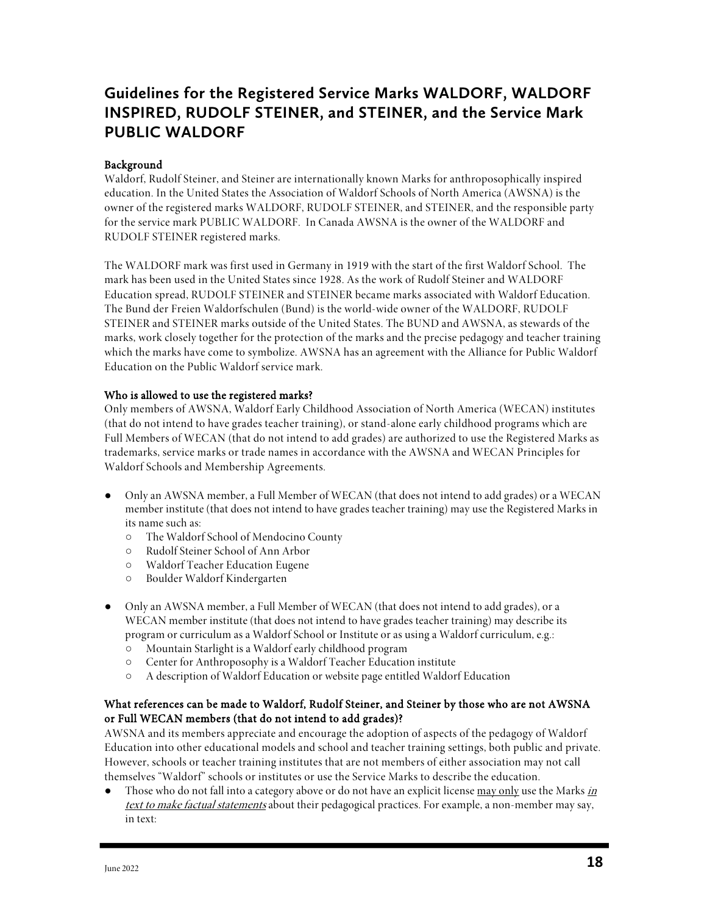## Guidelines for the Registered Service Marks WALDORF, WALDORF INSPIRED, RUDOLF STEINER, and STEINER, and the Service Mark PUBLIC WALDORF

**Background**

Waldorf, Rudolf Steiner, and Steiner are internationally known Marks for anthroposophically inspired education. In the United States the Association of Waldorf Schools of North America (AWSNA) is the owner of the registered marks WALDORF, RUDOLF STEINER, and STEINER, and the responsible party for the service mark PUBLIC WALDORF. In Canada AWSNA is the owner of the WALDORF and RUDOLF STEINER registered marks.

The WALDORF mark was first used in Germany in 1919 with the start of the first Waldorf School. The mark has been used in the United States since 1928. As the work of Rudolf Steiner and WALDORF Education spread, RUDOLF STEINER and STEINER became marks associated with Waldorf Education. The Bund der Freien Waldorfschulen (Bund) is the world-wide owner of the WALDORF, RUDOLF STEINER and STEINER marks outside of the United States. The BUND and AWSNA, as stewards of the marks, work closely together for the protection of the marks and the precise pedagogy and teacher training which the marks have come to symbolize. AWSNA has an agreement with the Alliance for Public Waldorf Education on the Public Waldorf service mark.

**Who is allowed to use the registered marks?**

Only members of AWSNA, Waldorf Early Childhood Association of North America (WECAN) institutes (that do not intend to have grades teacher training), or stand-alone early childhood programs which are Full Members of WECAN (that do not intend to add grades) are authorized to use the Registered Marks as trademarks, service marks or trade names in accordance with the AWSNA and WECAN Principles for Waldorf Schools and Membership Agreements.

- Only an AWSNA member, a Full Member of WECAN (that does not intend to add grades) or a WECAN member institute (that does not intend to have grades teacher training) may use the Registered Marks in its name such as:
  - The Waldorf School of Mendocino County
  - Rudolf Steiner School of Ann Arbor
  - Waldorf Teacher Education Eugene
  - Boulder Waldorf Kindergarten

- Only an AWSNA member, a Full Member of WECAN (that does not intend to add grades), or a WECAN member institute (that does not intend to have grades teacher training) may describe its program or curriculum as a Waldorf School or Institute or as using a Waldorf curriculum, e.g.:
  - Mountain Starlight is a Waldorf early childhood program
  - Center for Anthroposophy is a Waldorf Teacher Education institute
  - A description of Waldorf Education or website page entitled Waldorf Education

**What references can be made to Waldorf, Rudolf Steiner, and Steiner by those who are not AWSNA or Full WECAN members (that do not intend to add grades)?**

AWSNA and its members appreciate and encourage the adoption of aspects of the pedagogy of Waldorf Education into other educational models and school and teacher training settings, both public and private. However, schools or teacher training institutes that are not members of either association may not call themselves "Waldorf" schools or institutes or use the Service Marks to describe the education.

- Those who do not fall into a category above or do not have an explicit license may only use the Marks *in text to make factual statements* about their pedagogical practices. For example, a non-member may say, in text: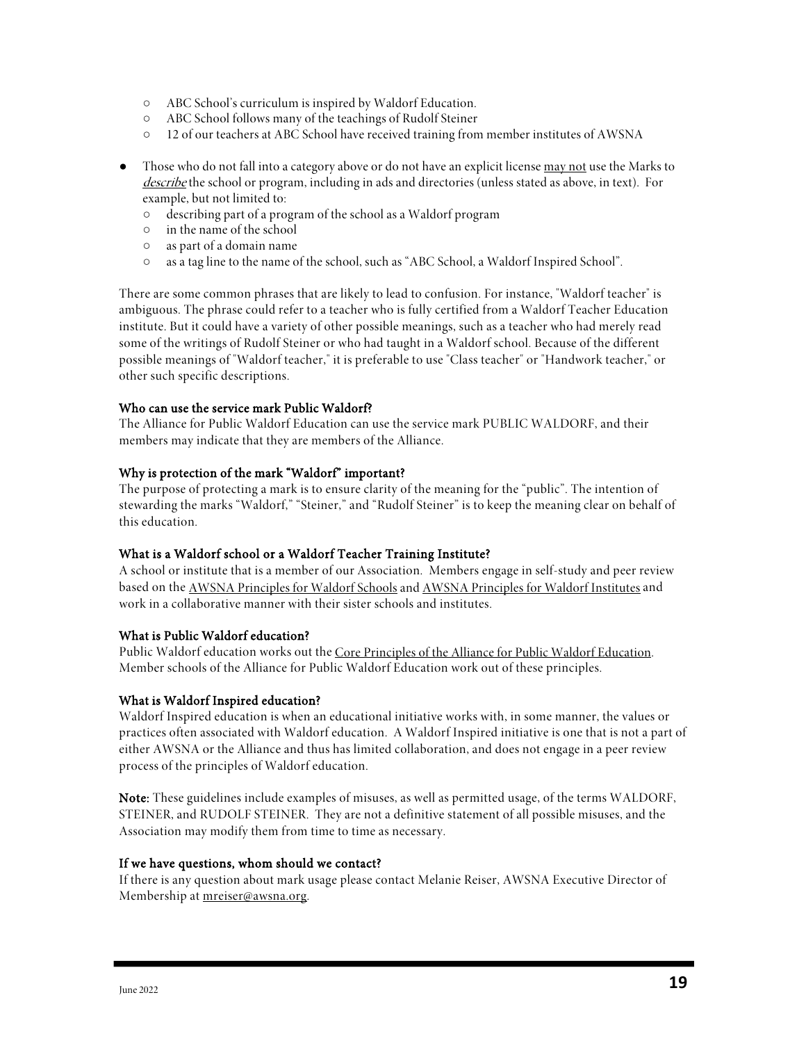- ABC School's curriculum is inspired by Waldorf Education.
  - ABC School follows many of the teachings of Rudolf Steiner
  - 12 of our teachers at ABC School have received training from member institutes of AWSNA

- Those who do not fall into a category above or do not have an explicit license <u>may not</u> use the Marks to *<u>describe</u>* the school or program, including in ads and directories (unless stated as above, in text). For example, but not limited to:
  - describing part of a program of the school as a Waldorf program
  - in the name of the school
  - as part of a domain name
  - as a tag line to the name of the school, such as "ABC School, a Waldorf Inspired School".

There are some common phrases that are likely to lead to confusion. For instance, "Waldorf teacher" is ambiguous. The phrase could refer to a teacher who is fully certified from a Waldorf Teacher Education institute. But it could have a variety of other possible meanings, such as a teacher who had merely read some of the writings of Rudolf Steiner or who had taught in a Waldorf school. Because of the different possible meanings of "Waldorf teacher," it is preferable to use "Class teacher" or "Handwork teacher," or other such specific descriptions.

**Who can use the service mark Public Waldorf?**

The Alliance for Public Waldorf Education can use the service mark PUBLIC WALDORF, and their members may indicate that they are members of the Alliance.

**Why is protection of the mark "Waldorf" important?**

The purpose of protecting a mark is to ensure clarity of the meaning for the "public". The intention of stewarding the marks "Waldorf," "Steiner," and "Rudolf Steiner" is to keep the meaning clear on behalf of this education.

**What is a Waldorf school or a Waldorf Teacher Training Institute?**

A school or institute that is a member of our Association. Members engage in self-study and peer review based on the <u>AWSNA Principles for Waldorf Schools</u> and <u>AWSNA Principles for Waldorf Institutes</u> and work in a collaborative manner with their sister schools and institutes.

**What is Public Waldorf education?**

Public Waldorf education works out the <u>Core Principles of the Alliance for Public Waldorf Education</u>. Member schools of the Alliance for Public Waldorf Education work out of these principles.

**What is Waldorf Inspired education?**

Waldorf Inspired education is when an educational initiative works with, in some manner, the values or practices often associated with Waldorf education. A Waldorf Inspired initiative is one that is not a part of either AWSNA or the Alliance and thus has limited collaboration, and does not engage in a peer review process of the principles of Waldorf education.

**Note:** These guidelines include examples of misuses, as well as permitted usage, of the terms WALDORF, STEINER, and RUDOLF STEINER. They are not a definitive statement of all possible misuses, and the Association may modify them from time to time as necessary.

**If we have questions, whom should we contact?**

If there is any question about mark usage please contact Melanie Reiser, AWSNA Executive Director of Membership at <u>mreiser@awsna.org</u>.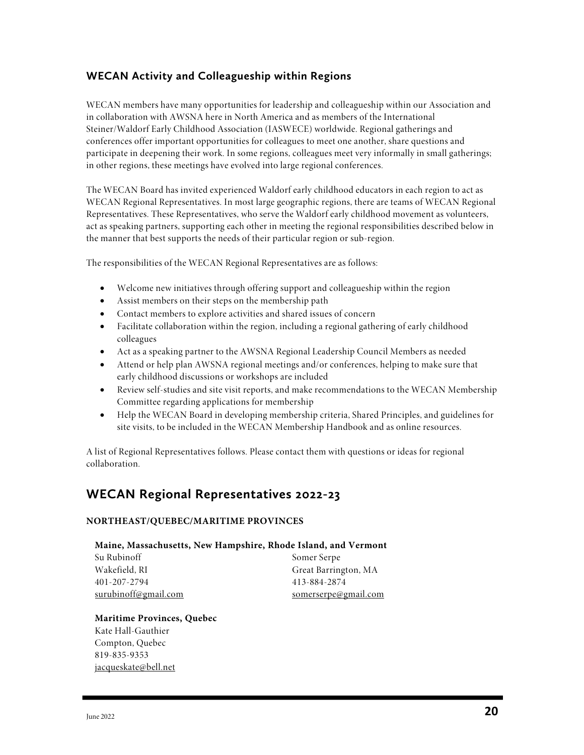### WECAN Activity and Colleagueship within Regions

WECAN members have many opportunities for leadership and colleagueship within our Association and in collaboration with AWSNA here in North America and as members of the International Steiner/Waldorf Early Childhood Association (IASWECE) worldwide. Regional gatherings and conferences offer important opportunities for colleagues to meet one another, share questions and participate in deepening their work. In some regions, colleagues meet very informally in small gatherings; in other regions, these meetings have evolved into large regional conferences.

The WECAN Board has invited experienced Waldorf early childhood educators in each region to act as WECAN Regional Representatives. In most large geographic regions, there are teams of WECAN Regional Representatives. These Representatives, who serve the Waldorf early childhood movement as volunteers, act as speaking partners, supporting each other in meeting the regional responsibilities described below in the manner that best supports the needs of their particular region or sub-region.

The responsibilities of the WECAN Regional Representatives are as follows:

- Welcome new initiatives through offering support and colleagueship within the region
- Assist members on their steps on the membership path
- Contact members to explore activities and shared issues of concern
- Facilitate collaboration within the region, including a regional gathering of early childhood colleagues
- Act as a speaking partner to the AWSNA Regional Leadership Council Members as needed
- Attend or help plan AWSNA regional meetings and/or conferences, helping to make sure that early childhood discussions or workshops are included
- Review self-studies and site visit reports, and make recommendations to the WECAN Membership Committee regarding applications for membership
- Help the WECAN Board in developing membership criteria, Shared Principles, and guidelines for site visits, to be included in the WECAN Membership Handbook and as online resources.

A list of Regional Representatives follows. Please contact them with questions or ideas for regional collaboration.

## WECAN Regional Representatives 2022-23

**NORTHEAST/QUEBEC/MARITIME PROVINCES**

**Maine, Massachusetts, New Hampshire, Rhode Island, and Vermont**

Su Rubinoff
Wakefield, RI
401-207-2794
surubinoff@gmail.com

Somer Serpe
Great Barrington, MA
413-884-2874
somerserpe@gmail.com

**Maritime Provinces, Quebec**

Kate Hall-Gauthier
Compton, Quebec
819-835-9353
jacqueskate@bell.net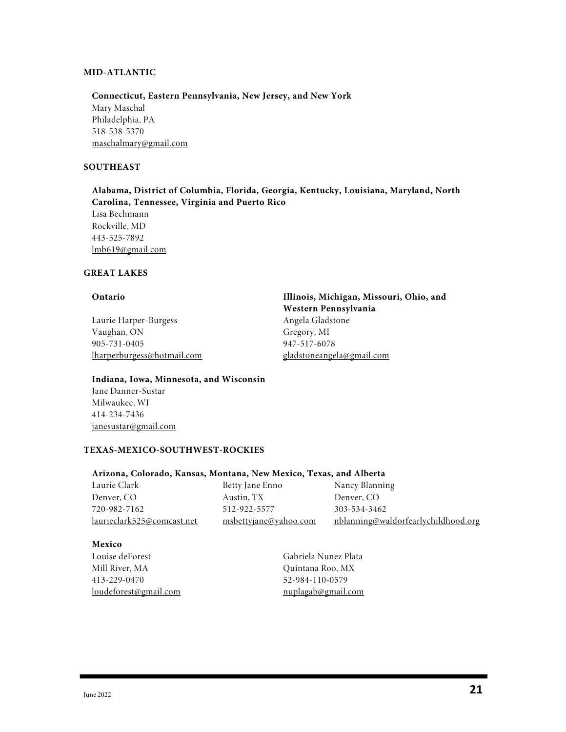## MID-ATLANTIC

**Connecticut, Eastern Pennsylvania, New Jersey, and New York**

Mary Maschal
Philadelphia, PA
518-538-5370
maschalmary@gmail.com

## SOUTHEAST

**Alabama, District of Columbia, Florida, Georgia, Kentucky, Louisiana, Maryland, North Carolina, Tennessee, Virginia and Puerto Rico**

Lisa Bechmann
Rockville, MD
443-525-7892
lmb619@gmail.com

## GREAT LAKES

**Ontario**

Laurie Harper-Burgess
Vaughan, ON
905-731-0405
lharperburgess@hotmail.com

**Illinois, Michigan, Missouri, Ohio, and Western Pennsylvania**

Angela Gladstone
Gregory, MI
947-517-6078
gladstoneangela@gmail.com

**Indiana, Iowa, Minnesota, and Wisconsin**

Jane Danner-Sustar
Milwaukee, WI
414-234-7436
janesustar@gmail.com

## TEXAS-MEXICO-SOUTHWEST-ROCKIES

**Arizona, Colorado, Kansas, Montana, New Mexico, Texas, and Alberta**

Laurie Clark
Denver, CO
720-982-7162
laurieclark525@comcast.net

Betty Jane Enno
Austin, TX
512-922-5577
msbettyjane@yahoo.com

Nancy Blanning
Denver, CO
303-534-3462
nblanning@waldorfearlychildhood.org

**Mexico**

Louise deForest
Mill River, MA
413-229-0470
loudeforest@gmail.com

Gabriela Nunez Plata
Quintana Roo, MX
52-984-110-0579
nuplagab@gmail.com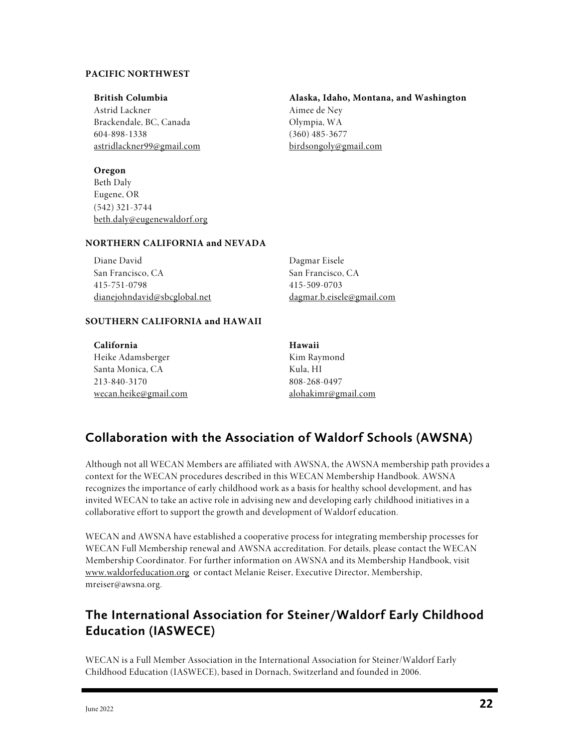**PACIFIC NORTHWEST**

**British Columbia**
Astrid Lackner
Brackendale, BC, Canada
604-898-1338
astridlackner99@gmail.com

**Alaska, Idaho, Montana, and Washington**
Aimee de Ney
Olympia, WA
(360) 485-3677
birdsongoly@gmail.com

**Oregon**
Beth Daly
Eugene, OR
(542) 321-3744
beth.daly@eugenewaldorf.org

**NORTHERN CALIFORNIA and NEVADA**

Diane David
San Francisco, CA
415-751-0798
dianejohndavid@sbcglobal.net

Dagmar Eisele
San Francisco, CA
415-509-0703
dagmar.b.eisele@gmail.com

**SOUTHERN CALIFORNIA and HAWAII**

**California**
Heike Adamsberger
Santa Monica, CA
213-840-3170
wecan.heike@gmail.com

**Hawaii**
Kim Raymond
Kula, HI
808-268-0497
alohakimr@gmail.com

## Collaboration with the Association of Waldorf Schools (AWSNA)

Although not all WECAN Members are affiliated with AWSNA, the AWSNA membership path provides a context for the WECAN procedures described in this WECAN Membership Handbook. AWSNA recognizes the importance of early childhood work as a basis for healthy school development, and has invited WECAN to take an active role in advising new and developing early childhood initiatives in a collaborative effort to support the growth and development of Waldorf education.

WECAN and AWSNA have established a cooperative process for integrating membership processes for WECAN Full Membership renewal and AWSNA accreditation. For details, please contact the WECAN Membership Coordinator. For further information on AWSNA and its Membership Handbook, visit www.waldorfeducation.org or contact Melanie Reiser, Executive Director, Membership, mreiser@awsna.org.

## The International Association for Steiner/Waldorf Early Childhood Education (IASWECE)

WECAN is a Full Member Association in the International Association for Steiner/Waldorf Early Childhood Education (IASWECE), based in Dornach, Switzerland and founded in 2006.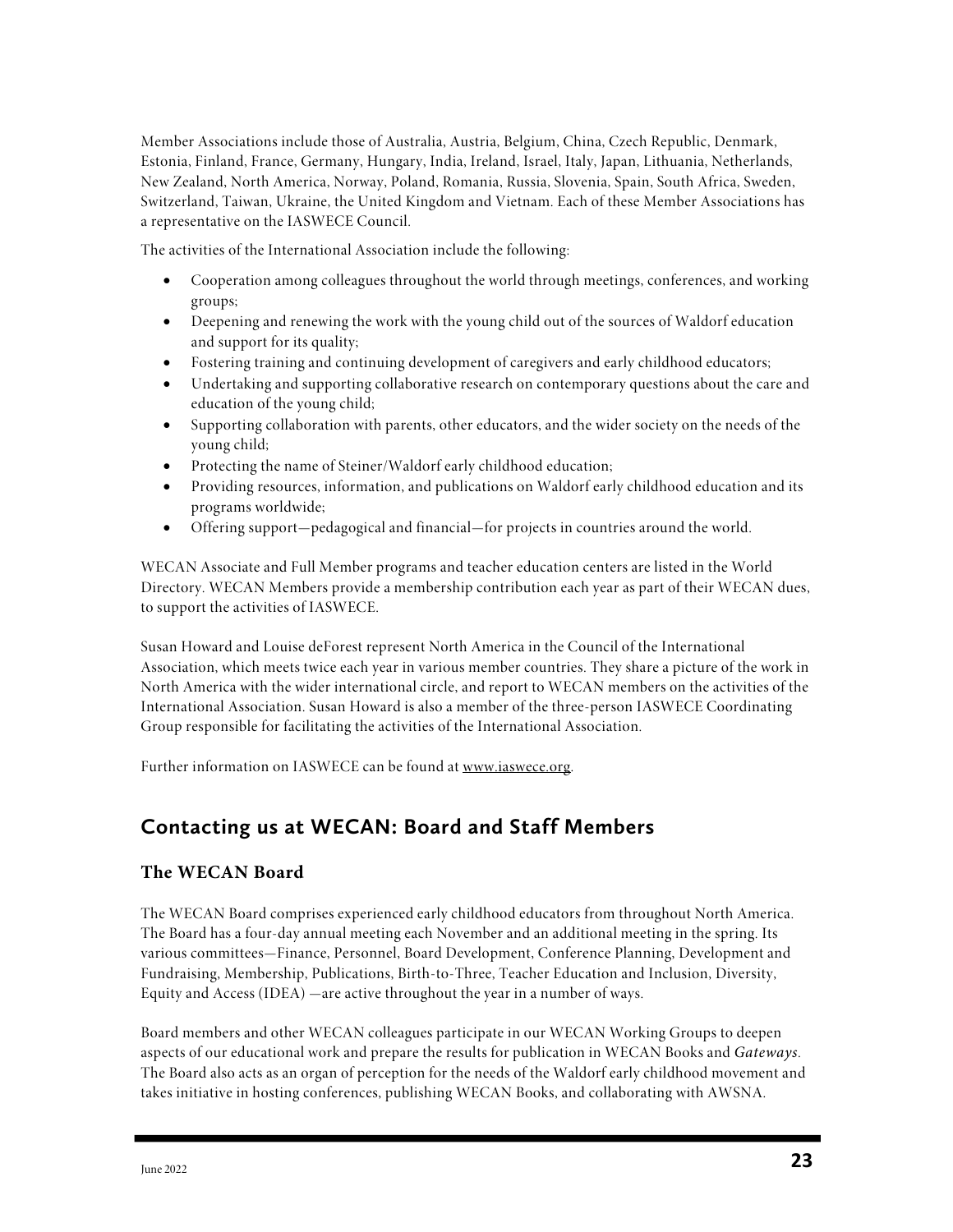Member Associations include those of Australia, Austria, Belgium, China, Czech Republic, Denmark, Estonia, Finland, France, Germany, Hungary, India, Ireland, Israel, Italy, Japan, Lithuania, Netherlands, New Zealand, North America, Norway, Poland, Romania, Russia, Slovenia, Spain, South Africa, Sweden, Switzerland, Taiwan, Ukraine, the United Kingdom and Vietnam. Each of these Member Associations has a representative on the IASWECE Council.

The activities of the International Association include the following:

- Cooperation among colleagues throughout the world through meetings, conferences, and working groups;
- Deepening and renewing the work with the young child out of the sources of Waldorf education and support for its quality;
- Fostering training and continuing development of caregivers and early childhood educators;
- Undertaking and supporting collaborative research on contemporary questions about the care and education of the young child;
- Supporting collaboration with parents, other educators, and the wider society on the needs of the young child;
- Protecting the name of Steiner/Waldorf early childhood education;
- Providing resources, information, and publications on Waldorf early childhood education and its programs worldwide;
- Offering support—pedagogical and financial—for projects in countries around the world.

WECAN Associate and Full Member programs and teacher education centers are listed in the World Directory. WECAN Members provide a membership contribution each year as part of their WECAN dues, to support the activities of IASWECE.

Susan Howard and Louise deForest represent North America in the Council of the International Association, which meets twice each year in various member countries. They share a picture of the work in North America with the wider international circle, and report to WECAN members on the activities of the International Association. Susan Howard is also a member of the three-person IASWECE Coordinating Group responsible for facilitating the activities of the International Association.

Further information on IASWECE can be found at www.iaswece.org.

## Contacting us at WECAN: Board and Staff Members

### The WECAN Board

The WECAN Board comprises experienced early childhood educators from throughout North America. The Board has a four-day annual meeting each November and an additional meeting in the spring. Its various committees—Finance, Personnel, Board Development, Conference Planning, Development and Fundraising, Membership, Publications, Birth-to-Three, Teacher Education and Inclusion, Diversity, Equity and Access (IDEA) —are active throughout the year in a number of ways.

Board members and other WECAN colleagues participate in our WECAN Working Groups to deepen aspects of our educational work and prepare the results for publication in WECAN Books and *Gateways*. The Board also acts as an organ of perception for the needs of the Waldorf early childhood movement and takes initiative in hosting conferences, publishing WECAN Books, and collaborating with AWSNA.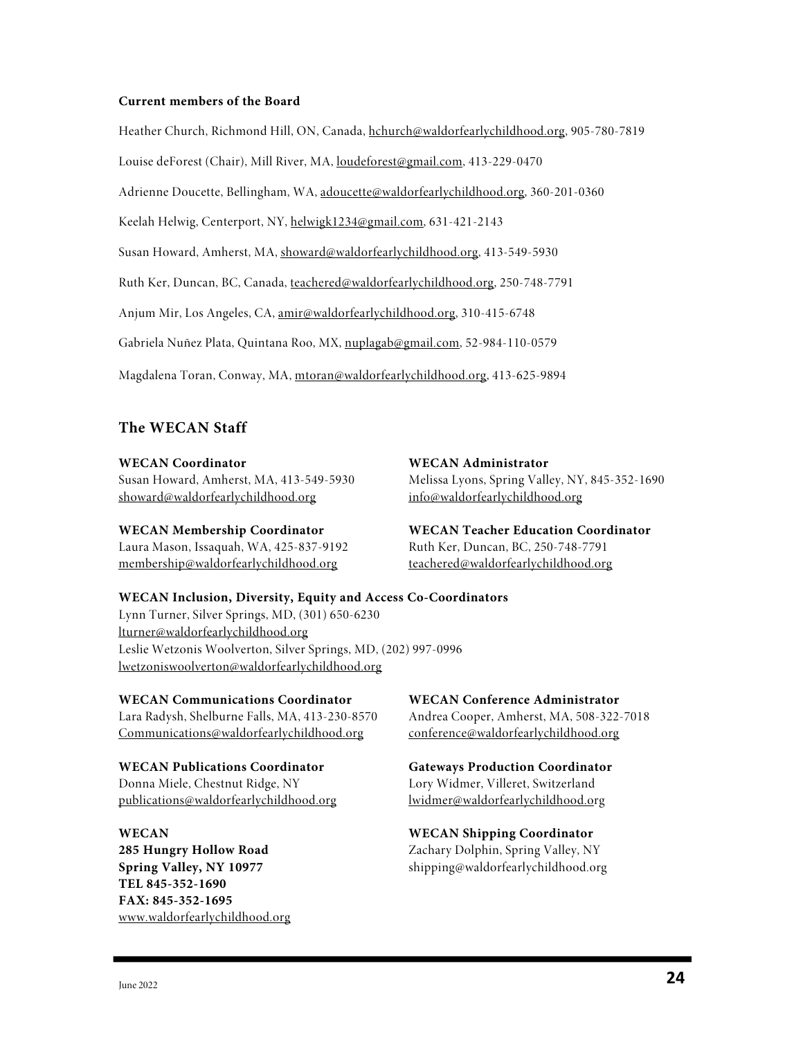**Current members of the Board**

Heather Church, Richmond Hill, ON, Canada, hchurch@waldorfearlychildhood.org, 905-780-7819

Louise deForest (Chair), Mill River, MA, loudeforest@gmail.com, 413-229-0470

Adrienne Doucette, Bellingham, WA, adoucette@waldorfearlychildhood.org, 360-201-0360

Keelah Helwig, Centerport, NY, helwigk1234@gmail.com, 631-421-2143

Susan Howard, Amherst, MA, showard@waldorfearlychildhood.org, 413-549-5930

Ruth Ker, Duncan, BC, Canada, teachered@waldorfearlychildhood.org, 250-748-7791

Anjum Mir, Los Angeles, CA, amir@waldorfearlychildhood.org, 310-415-6748

Gabriela Nuñez Plata, Quintana Roo, MX, nuplagab@gmail.com, 52-984-110-0579

Magdalena Toran, Conway, MA, mtoran@waldorfearlychildhood.org, 413-625-9894

## The WECAN Staff

**WECAN Coordinator**
Susan Howard, Amherst, MA, 413-549-5930
showard@waldorfearlychildhood.org

**WECAN Administrator**
Melissa Lyons, Spring Valley, NY, 845-352-1690
info@waldorfearlychildhood.org

**WECAN Membership Coordinator**
Laura Mason, Issaquah, WA, 425-837-9192
membership@waldorfearlychildhood.org

**WECAN Teacher Education Coordinator**
Ruth Ker, Duncan, BC, 250-748-7791
teachered@waldorfearlychildhood.org

**WECAN Inclusion, Diversity, Equity and Access Co-Coordinators**
Lynn Turner, Silver Springs, MD, (301) 650-6230
lturner@waldorfearlychildhood.org
Leslie Wetzonis Woolverton, Silver Springs, MD, (202) 997-0996
lwetzoniswoolverton@waldorfearlychildhood.org

**WECAN Communications Coordinator**
Lara Radysh, Shelburne Falls, MA, 413-230-8570
Communications@waldorfearlychildhood.org

**WECAN Conference Administrator**
Andrea Cooper, Amherst, MA, 508-322-7018
conference@waldorfearlychildhood.org

**WECAN Publications Coordinator**
Donna Miele, Chestnut Ridge, NY
publications@waldorfearlychildhood.org

**Gateways Production Coordinator**
Lory Widmer, Villeret, Switzerland
lwidmer@waldorfearlychildhood.org

**WECAN Shipping Coordinator**
Zachary Dolphin, Spring Valley, NY
shipping@waldorfearlychildhood.org

**WECAN**
**285 Hungry Hollow Road**
**Spring Valley, NY 10977**
**TEL 845-352-1690**
**FAX: 845-352-1695**
www.waldorfearlychildhood.org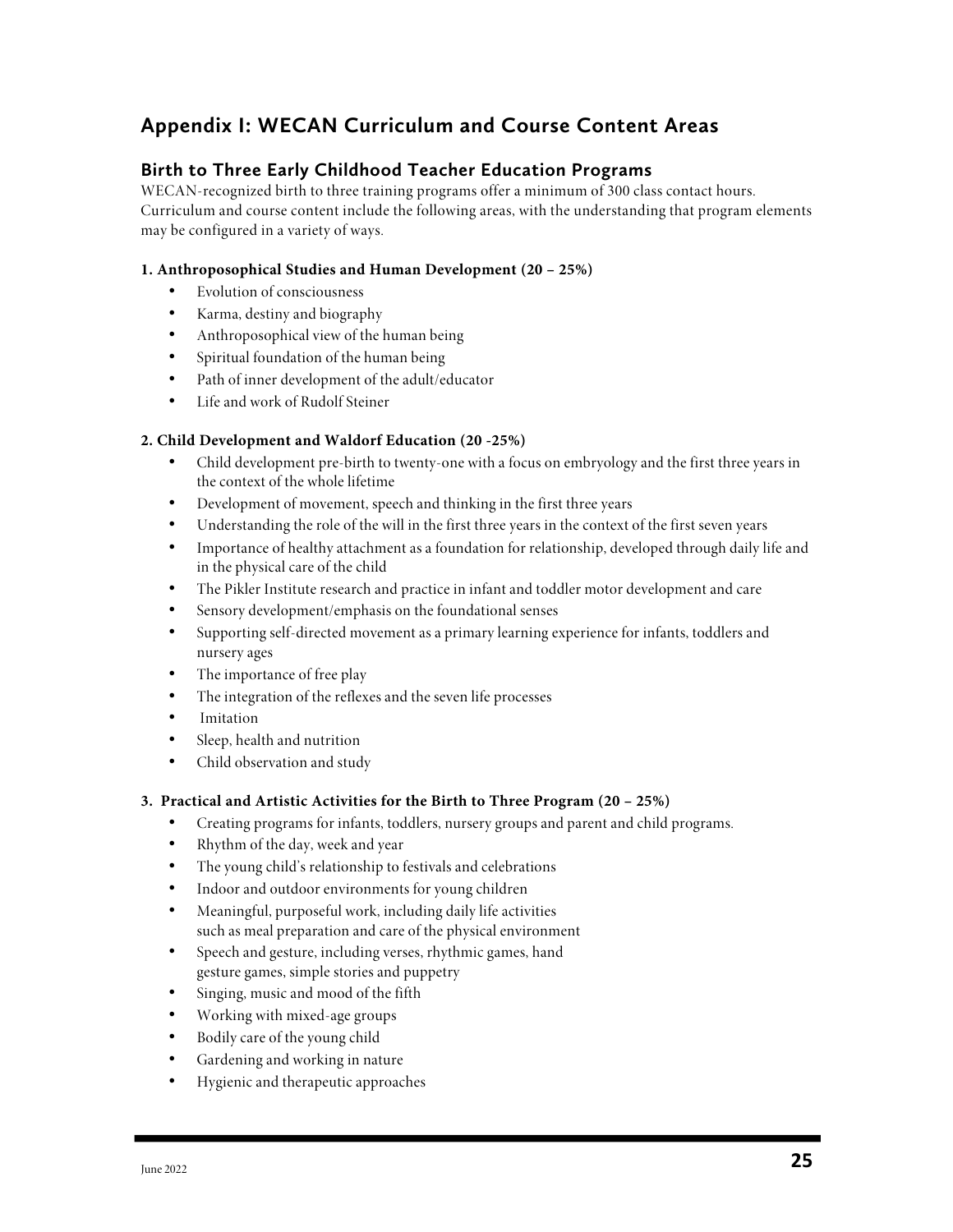## Appendix I: WECAN Curriculum and Course Content Areas

### Birth to Three Early Childhood Teacher Education Programs

WECAN-recognized birth to three training programs offer a minimum of 300 class contact hours. Curriculum and course content include the following areas, with the understanding that program elements may be configured in a variety of ways.

**1. Anthroposophical Studies and Human Development (20 – 25%)**

- Evolution of consciousness
- Karma, destiny and biography
- Anthroposophical view of the human being
- Spiritual foundation of the human being
- Path of inner development of the adult/educator
- Life and work of Rudolf Steiner

**2. Child Development and Waldorf Education (20 -25%)**

- Child development pre-birth to twenty-one with a focus on embryology and the first three years in the context of the whole lifetime
- Development of movement, speech and thinking in the first three years
- Understanding the role of the will in the first three years in the context of the first seven years
- Importance of healthy attachment as a foundation for relationship, developed through daily life and in the physical care of the child
- The Pikler Institute research and practice in infant and toddler motor development and care
- Sensory development/emphasis on the foundational senses
- Supporting self-directed movement as a primary learning experience for infants, toddlers and nursery ages
- The importance of free play
- The integration of the reflexes and the seven life processes
- Imitation
- Sleep, health and nutrition
- Child observation and study

**3. Practical and Artistic Activities for the Birth to Three Program (20 – 25%)**

- Creating programs for infants, toddlers, nursery groups and parent and child programs.
- Rhythm of the day, week and year
- The young child's relationship to festivals and celebrations
- Indoor and outdoor environments for young children
- Meaningful, purposeful work, including daily life activities such as meal preparation and care of the physical environment
- Speech and gesture, including verses, rhythmic games, hand gesture games, simple stories and puppetry
- Singing, music and mood of the fifth
- Working with mixed-age groups
- Bodily care of the young child
- Gardening and working in nature
- Hygienic and therapeutic approaches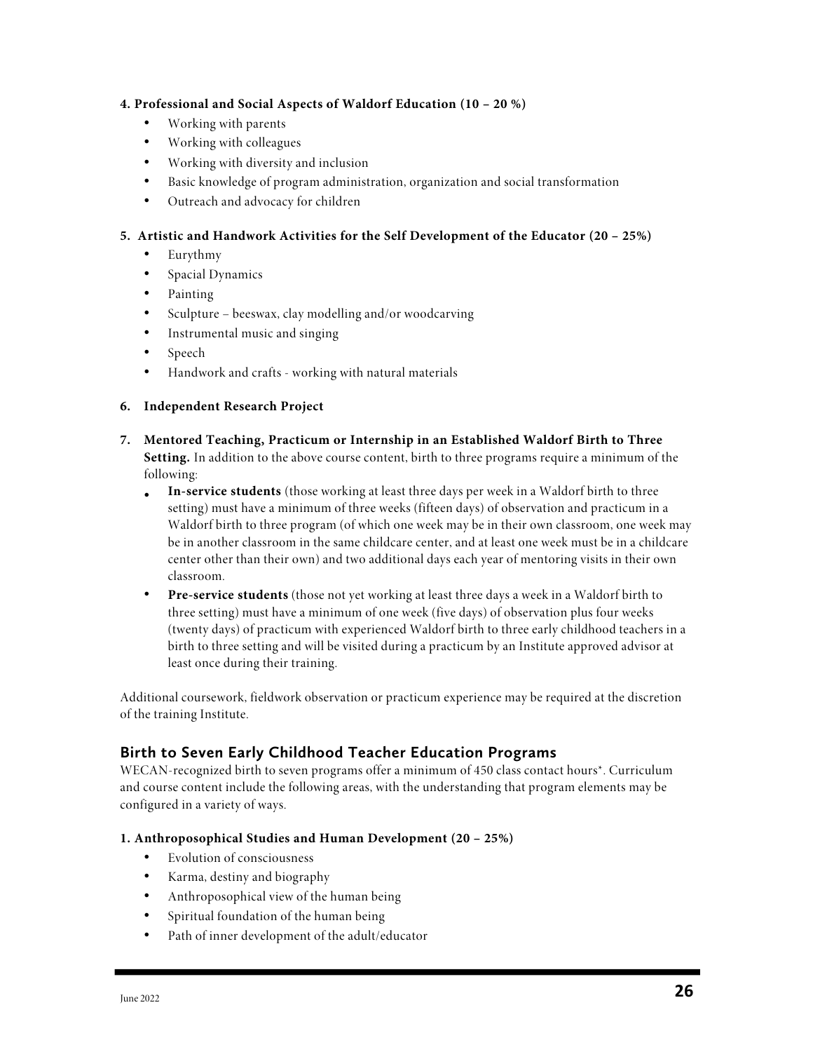**4. Professional and Social Aspects of Waldorf Education (10 – 20 %)**

- Working with parents
- Working with colleagues
- Working with diversity and inclusion
- Basic knowledge of program administration, organization and social transformation
- Outreach and advocacy for children

**5. Artistic and Handwork Activities for the Self Development of the Educator (20 – 25%)**

- Eurythmy
- Spacial Dynamics
- Painting
- Sculpture – beeswax, clay modelling and/or woodcarving
- Instrumental music and singing
- Speech
- Handwork and crafts - working with natural materials

**6. Independent Research Project**

**7. Mentored Teaching, Practicum or Internship in an Established Waldorf Birth to Three Setting.** In addition to the above course content, birth to three programs require a minimum of the following:

- **In-service students** (those working at least three days per week in a Waldorf birth to three setting) must have a minimum of three weeks (fifteen days) of observation and practicum in a Waldorf birth to three program (of which one week may be in their own classroom, one week may be in another classroom in the same childcare center, and at least one week must be in a childcare center other than their own) and two additional days each year of mentoring visits in their own classroom.
- **Pre-service students** (those not yet working at least three days a week in a Waldorf birth to three setting) must have a minimum of one week (five days) of observation plus four weeks (twenty days) of practicum with experienced Waldorf birth to three early childhood teachers in a birth to three setting and will be visited during a practicum by an Institute approved advisor at least once during their training.

Additional coursework, fieldwork observation or practicum experience may be required at the discretion of the training Institute.

## Birth to Seven Early Childhood Teacher Education Programs

WECAN-recognized birth to seven programs offer a minimum of 450 class contact hours*. Curriculum and course content include the following areas, with the understanding that program elements may be configured in a variety of ways.

**1. Anthroposophical Studies and Human Development (20 – 25%)**

- Evolution of consciousness
- Karma, destiny and biography
- Anthroposophical view of the human being
- Spiritual foundation of the human being
- Path of inner development of the adult/educator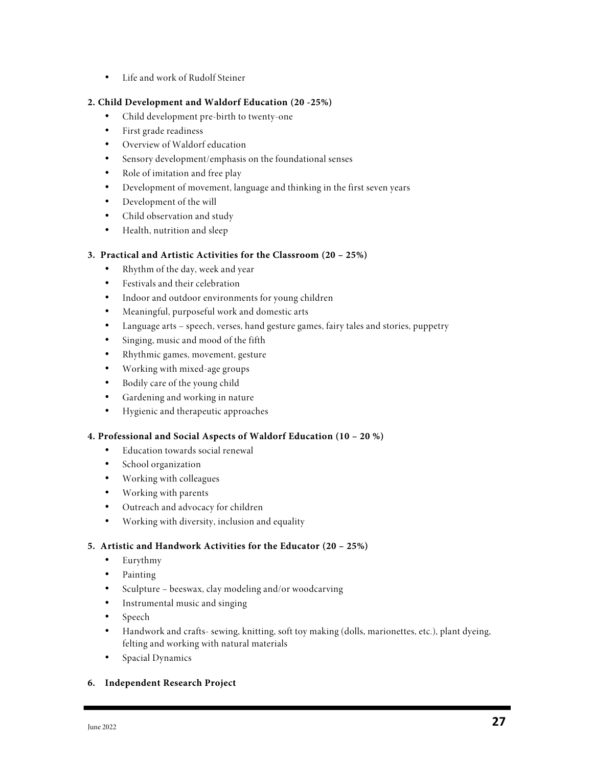- Life and work of Rudolf Steiner

**2. Child Development and Waldorf Education (20 -25%)**

- Child development pre-birth to twenty-one
- First grade readiness
- Overview of Waldorf education
- Sensory development/emphasis on the foundational senses
- Role of imitation and free play
- Development of movement, language and thinking in the first seven years
- Development of the will
- Child observation and study
- Health, nutrition and sleep

**3. Practical and Artistic Activities for the Classroom (20 – 25%)**

- Rhythm of the day, week and year
- Festivals and their celebration
- Indoor and outdoor environments for young children
- Meaningful, purposeful work and domestic arts
- Language arts – speech, verses, hand gesture games, fairy tales and stories, puppetry
- Singing, music and mood of the fifth
- Rhythmic games, movement, gesture
- Working with mixed-age groups
- Bodily care of the young child
- Gardening and working in nature
- Hygienic and therapeutic approaches

**4. Professional and Social Aspects of Waldorf Education (10 – 20 %)**

- Education towards social renewal
- School organization
- Working with colleagues
- Working with parents
- Outreach and advocacy for children
- Working with diversity, inclusion and equality

**5. Artistic and Handwork Activities for the Educator (20 – 25%)**

- Eurythmy
- Painting
- Sculpture – beeswax, clay modeling and/or woodcarving
- Instrumental music and singing
- Speech
- Handwork and crafts- sewing, knitting, soft toy making (dolls, marionettes, etc.), plant dyeing, felting and working with natural materials
- Spacial Dynamics

**6. Independent Research Project**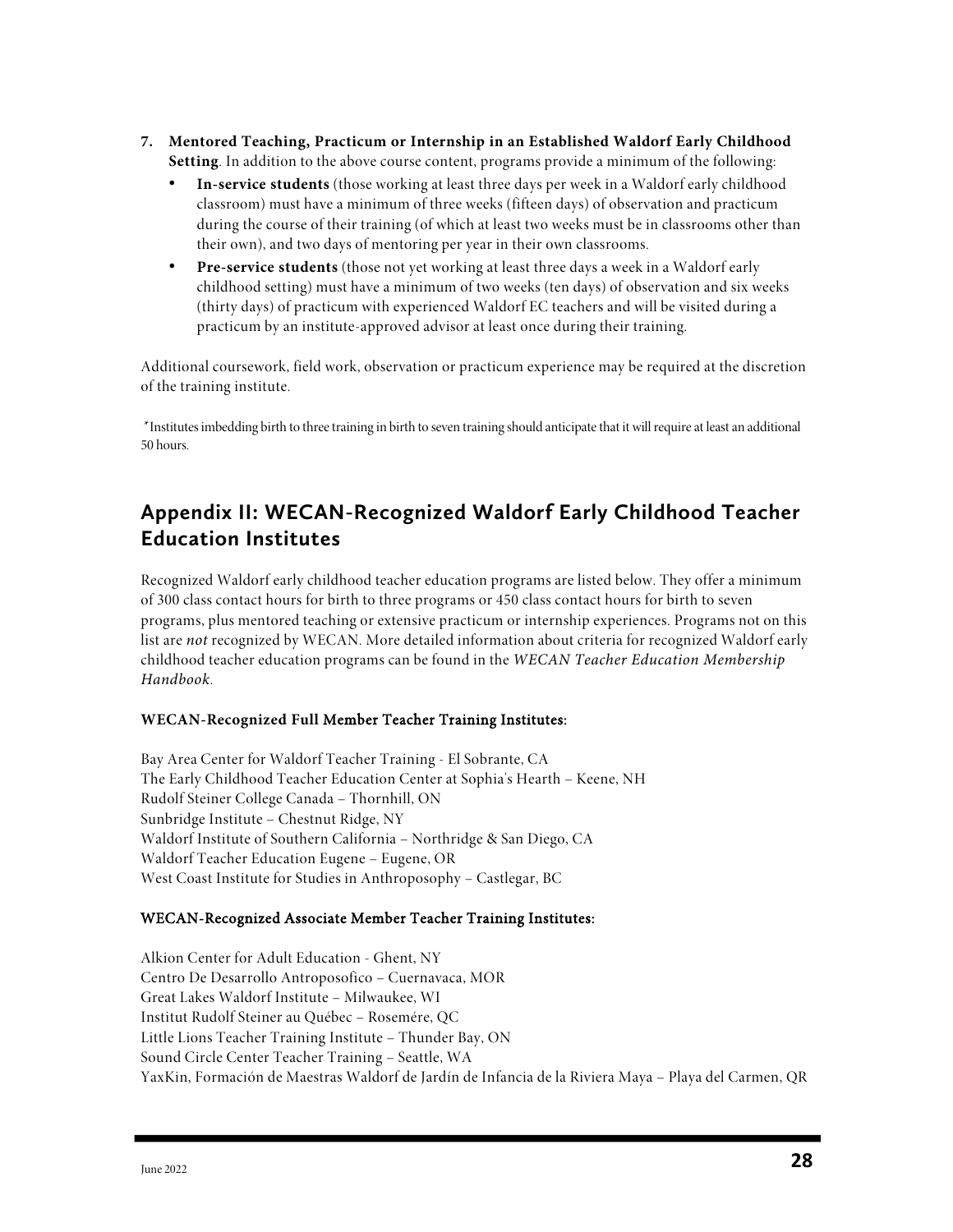7. **Mentored Teaching, Practicum or Internship in an Established Waldorf Early Childhood Setting**. In addition to the above course content, programs provide a minimum of the following:
   - **In-service students** (those working at least three days per week in a Waldorf early childhood classroom) must have a minimum of three weeks (fifteen days) of observation and practicum during the course of their training (of which at least two weeks must be in classrooms other than their own), and two days of mentoring per year in their own classrooms.
   - **Pre-service students** (those not yet working at least three days a week in a Waldorf early childhood setting) must have a minimum of two weeks (ten days) of observation and six weeks (thirty days) of practicum with experienced Waldorf EC teachers and will be visited during a practicum by an institute-approved advisor at least once during their training.

Additional coursework, field work, observation or practicum experience may be required at the discretion of the training institute.

*Institutes imbedding birth to three training in birth to seven training should anticipate that it will require at least an additional 50 hours.

## Appendix II: WECAN-Recognized Waldorf Early Childhood Teacher Education Institutes

Recognized Waldorf early childhood teacher education programs are listed below. They offer a minimum of 300 class contact hours for birth to three programs or 450 class contact hours for birth to seven programs, plus mentored teaching or extensive practicum or internship experiences. Programs not on this list are *not* recognized by WECAN. More detailed information about criteria for recognized Waldorf early childhood teacher education programs can be found in the *WECAN Teacher Education Membership Handbook*.

**WECAN-Recognized Full Member Teacher Training Institutes:**

Bay Area Center for Waldorf Teacher Training - El Sobrante, CA
The Early Childhood Teacher Education Center at Sophia's Hearth – Keene, NH
Rudolf Steiner College Canada – Thornhill, ON
Sunbridge Institute – Chestnut Ridge, NY
Waldorf Institute of Southern California – Northridge & San Diego, CA
Waldorf Teacher Education Eugene – Eugene, OR
West Coast Institute for Studies in Anthroposophy – Castlegar, BC

**WECAN-Recognized Associate Member Teacher Training Institutes:**

Alkion Center for Adult Education - Ghent, NY
Centro De Desarrollo Antroposofico – Cuernavaca, MOR
Great Lakes Waldorf Institute – Milwaukee, WI
Institut Rudolf Steiner au Québec – Rosemére, QC
Little Lions Teacher Training Institute – Thunder Bay, ON
Sound Circle Center Teacher Training – Seattle, WA
YaxKin, Formación de Maestras Waldorf de Jardín de Infancia de la Riviera Maya – Playa del Carmen, QR